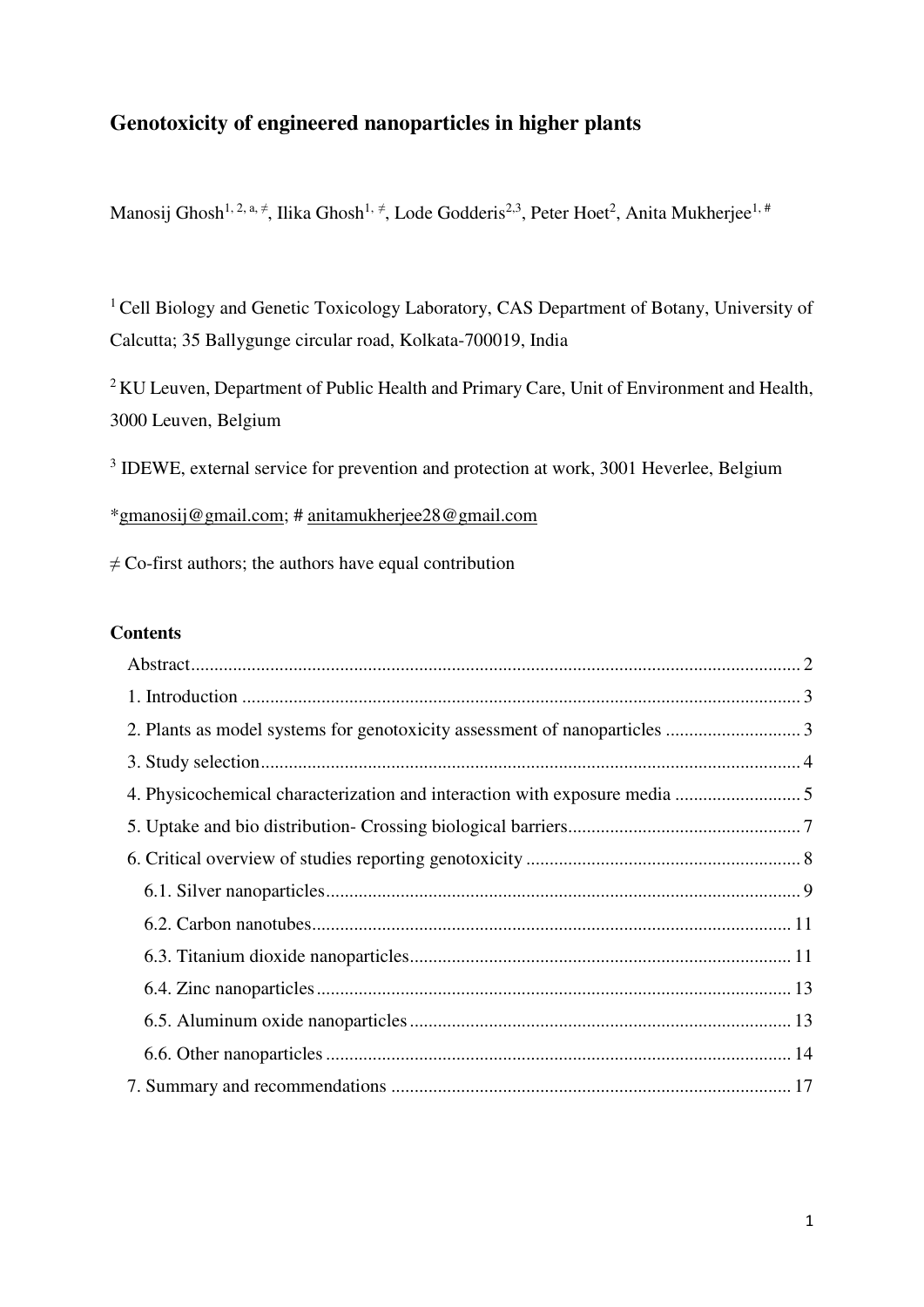# Genotoxicity of engineered nanoparticles in higher plants

Manosij Ghosh[1, 2, a, ≠], Ilika Ghosh[1, ≠], Lode Godderis[2,3], Peter Hoet[2], Anita Mukherjee[1, #]

[1] Cell Biology and Genetic Toxicology Laboratory, CAS Department of Botany, University of Calcutta; 35 Ballygunge circular road, Kolkata-700019, India

[2] KU Leuven, Department of Public Health and Primary Care, Unit of Environment and Health, 3000 Leuven, Belgium

[3] IDEWE, external service for prevention and protection at work, 3001 Heverlee, Belgium

*gmanosij@gmail.com; # anitamukherjee28@gmail.com

≠ Co-first authors; the authors have equal contribution

## Contents

- Abstract ........ 2
- 1. Introduction ........ 3
- 2. Plants as model systems for genotoxicity assessment of nanoparticles ........ 3
- 3. Study selection ........ 4
- 4. Physicochemical characterization and interaction with exposure media ........ 5
- 5. Uptake and bio distribution- Crossing biological barriers ........ 7
- 6. Critical overview of studies reporting genotoxicity ........ 8
  - 6.1. Silver nanoparticles ........ 9
  - 6.2. Carbon nanotubes ........ 11
  - 6.3. Titanium dioxide nanoparticles ........ 11
  - 6.4. Zinc nanoparticles ........ 13
  - 6.5. Aluminum oxide nanoparticles ........ 13
  - 6.6. Other nanoparticles ........ 14
- 7. Summary and recommendations ........ 17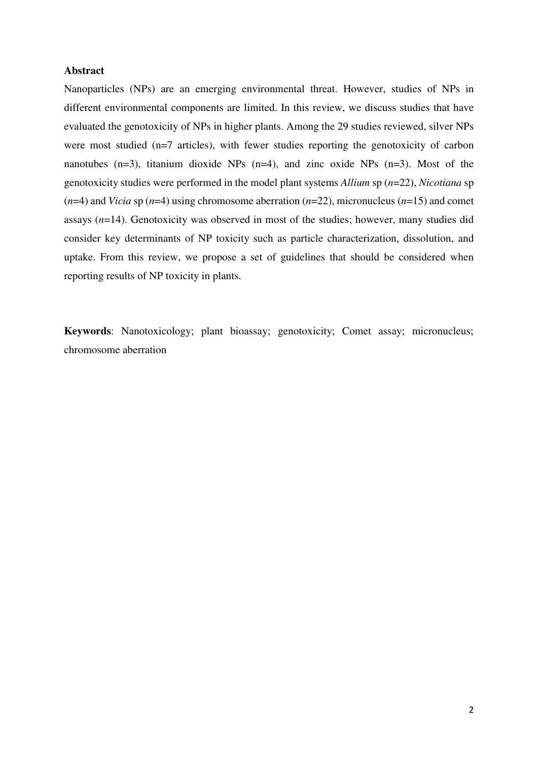**Abstract**

Nanoparticles (NPs) are an emerging environmental threat. However, studies of NPs in different environmental components are limited. In this review, we discuss studies that have evaluated the genotoxicity of NPs in higher plants. Among the 29 studies reviewed, silver NPs were most studied (n=7 articles), with fewer studies reporting the genotoxicity of carbon nanotubes (n=3), titanium dioxide NPs (n=4), and zinc oxide NPs (n=3). Most of the genotoxicity studies were performed in the model plant systems *Allium* sp (*n*=22), *Nicotiana* sp (*n*=4) and *Vicia* sp (*n*=4) using chromosome aberration (*n*=22), micronucleus (*n*=15) and comet assays (*n*=14). Genotoxicity was observed in most of the studies; however, many studies did consider key determinants of NP toxicity such as particle characterization, dissolution, and uptake. From this review, we propose a set of guidelines that should be considered when reporting results of NP toxicity in plants.

**Keywords**: Nanotoxicology; plant bioassay; genotoxicity; Comet assay; micronucleus; chromosome aberration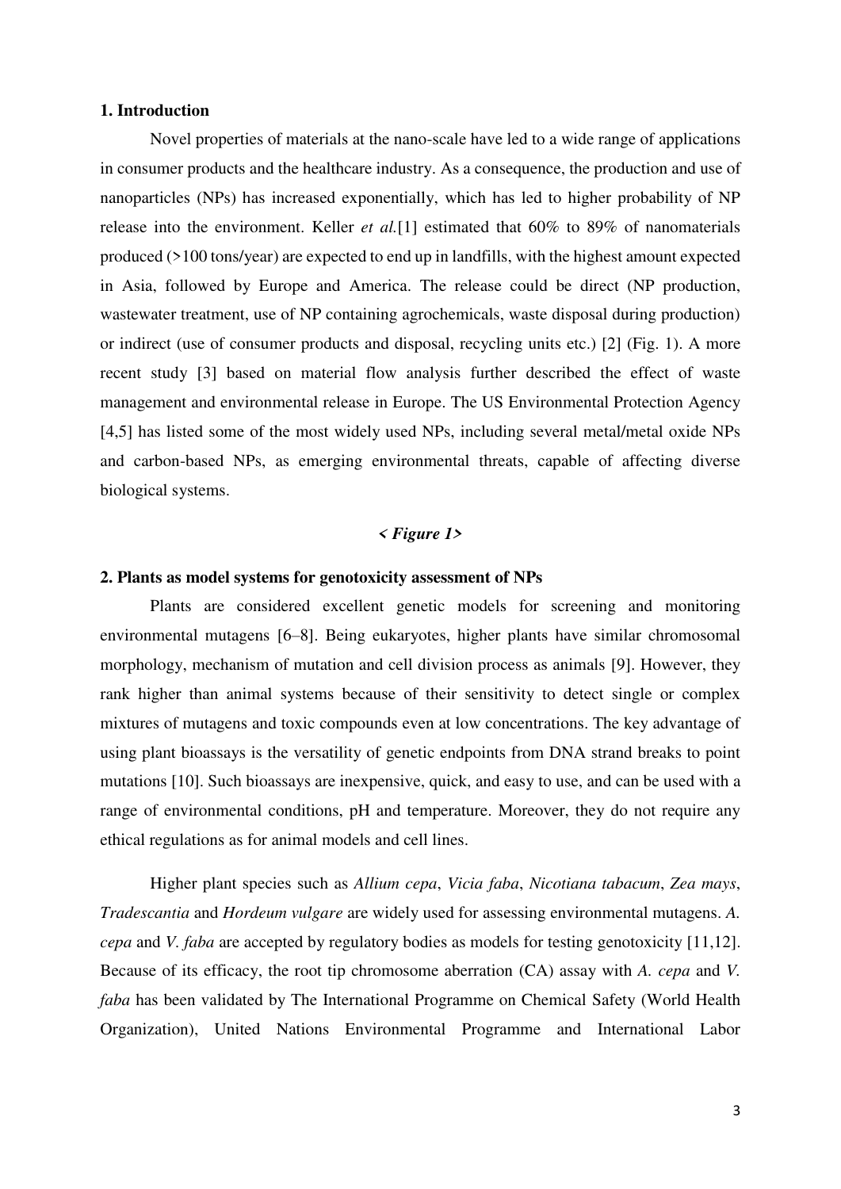## 1. Introduction

Novel properties of materials at the nano-scale have led to a wide range of applications in consumer products and the healthcare industry. As a consequence, the production and use of nanoparticles (NPs) has increased exponentially, which has led to higher probability of NP release into the environment. Keller *et al.*[1] estimated that 60% to 89% of nanomaterials produced (>100 tons/year) are expected to end up in landfills, with the highest amount expected in Asia, followed by Europe and America. The release could be direct (NP production, wastewater treatment, use of NP containing agrochemicals, waste disposal during production) or indirect (use of consumer products and disposal, recycling units etc.) [2] (Fig. 1). A more recent study [3] based on material flow analysis further described the effect of waste management and environmental release in Europe. The US Environmental Protection Agency [4,5] has listed some of the most widely used NPs, including several metal/metal oxide NPs and carbon-based NPs, as emerging environmental threats, capable of affecting diverse biological systems.

***< Figure 1>***

## 2. Plants as model systems for genotoxicity assessment of NPs

Plants are considered excellent genetic models for screening and monitoring environmental mutagens [6–8]. Being eukaryotes, higher plants have similar chromosomal morphology, mechanism of mutation and cell division process as animals [9]. However, they rank higher than animal systems because of their sensitivity to detect single or complex mixtures of mutagens and toxic compounds even at low concentrations. The key advantage of using plant bioassays is the versatility of genetic endpoints from DNA strand breaks to point mutations [10]. Such bioassays are inexpensive, quick, and easy to use, and can be used with a range of environmental conditions, pH and temperature. Moreover, they do not require any ethical regulations as for animal models and cell lines.

Higher plant species such as *Allium cepa*, *Vicia faba*, *Nicotiana tabacum*, *Zea mays*, *Tradescantia* and *Hordeum vulgare* are widely used for assessing environmental mutagens. *A. cepa* and *V. faba* are accepted by regulatory bodies as models for testing genotoxicity [11,12]. Because of its efficacy, the root tip chromosome aberration (CA) assay with *A. cepa* and *V. faba* has been validated by The International Programme on Chemical Safety (World Health Organization), United Nations Environmental Programme and International Labor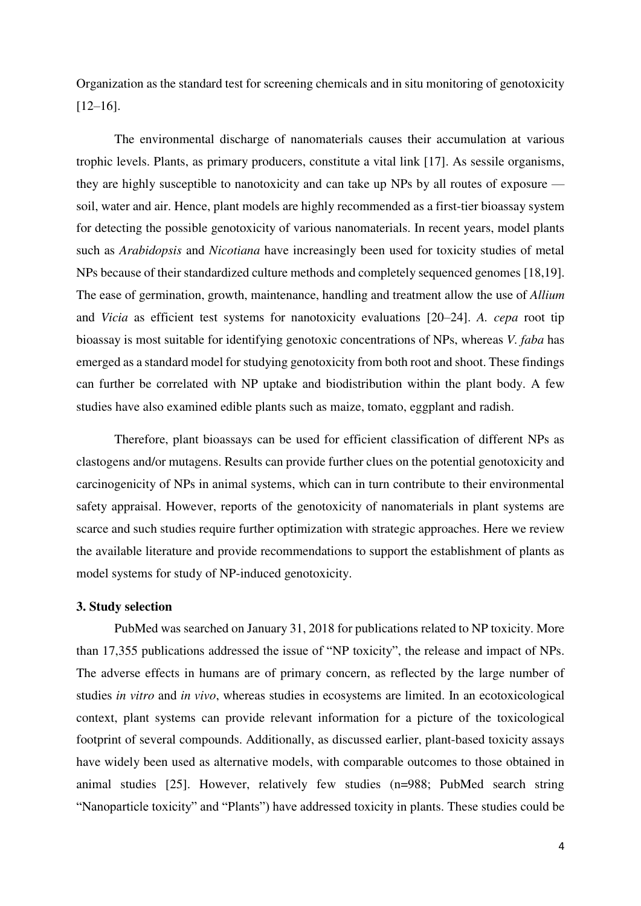Organization as the standard test for screening chemicals and in situ monitoring of genotoxicity [12–16].

The environmental discharge of nanomaterials causes their accumulation at various trophic levels. Plants, as primary producers, constitute a vital link [17]. As sessile organisms, they are highly susceptible to nanotoxicity and can take up NPs by all routes of exposure — soil, water and air. Hence, plant models are highly recommended as a first-tier bioassay system for detecting the possible genotoxicity of various nanomaterials. In recent years, model plants such as *Arabidopsis* and *Nicotiana* have increasingly been used for toxicity studies of metal NPs because of their standardized culture methods and completely sequenced genomes [18,19]. The ease of germination, growth, maintenance, handling and treatment allow the use of *Allium* and *Vicia* as efficient test systems for nanotoxicity evaluations [20–24]. *A. cepa* root tip bioassay is most suitable for identifying genotoxic concentrations of NPs, whereas *V. faba* has emerged as a standard model for studying genotoxicity from both root and shoot. These findings can further be correlated with NP uptake and biodistribution within the plant body. A few studies have also examined edible plants such as maize, tomato, eggplant and radish.

Therefore, plant bioassays can be used for efficient classification of different NPs as clastogens and/or mutagens. Results can provide further clues on the potential genotoxicity and carcinogenicity of NPs in animal systems, which can in turn contribute to their environmental safety appraisal. However, reports of the genotoxicity of nanomaterials in plant systems are scarce and such studies require further optimization with strategic approaches. Here we review the available literature and provide recommendations to support the establishment of plants as model systems for study of NP-induced genotoxicity.

### 3. Study selection

PubMed was searched on January 31, 2018 for publications related to NP toxicity. More than 17,355 publications addressed the issue of "NP toxicity", the release and impact of NPs. The adverse effects in humans are of primary concern, as reflected by the large number of studies *in vitro* and *in vivo*, whereas studies in ecosystems are limited. In an ecotoxicological context, plant systems can provide relevant information for a picture of the toxicological footprint of several compounds. Additionally, as discussed earlier, plant-based toxicity assays have widely been used as alternative models, with comparable outcomes to those obtained in animal studies [25]. However, relatively few studies (n=988; PubMed search string "Nanoparticle toxicity" and "Plants") have addressed toxicity in plants. These studies could be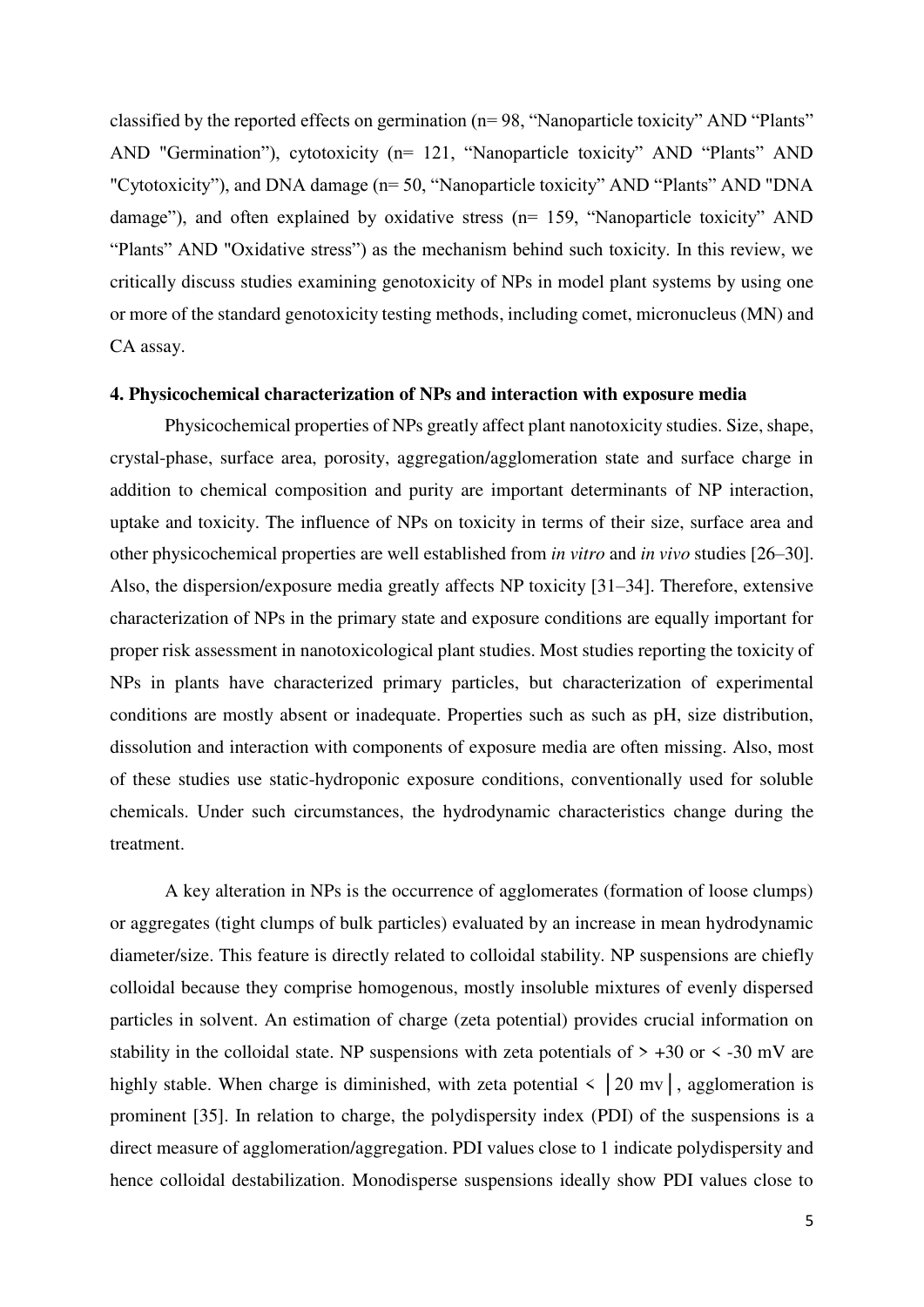classified by the reported effects on germination (n= 98, “Nanoparticle toxicity” AND “Plants” AND "Germination”), cytotoxicity (n= 121, “Nanoparticle toxicity” AND “Plants” AND "Cytotoxicity”), and DNA damage (n= 50, “Nanoparticle toxicity” AND “Plants” AND "DNA damage”), and often explained by oxidative stress (n= 159, “Nanoparticle toxicity” AND “Plants” AND "Oxidative stress”) as the mechanism behind such toxicity. In this review, we critically discuss studies examining genotoxicity of NPs in model plant systems by using one or more of the standard genotoxicity testing methods, including comet, micronucleus (MN) and CA assay.

## 4. Physicochemical characterization of NPs and interaction with exposure media

Physicochemical properties of NPs greatly affect plant nanotoxicity studies. Size, shape, crystal-phase, surface area, porosity, aggregation/agglomeration state and surface charge in addition to chemical composition and purity are important determinants of NP interaction, uptake and toxicity. The influence of NPs on toxicity in terms of their size, surface area and other physicochemical properties are well established from *in vitro* and *in vivo* studies [26–30]. Also, the dispersion/exposure media greatly affects NP toxicity [31–34]. Therefore, extensive characterization of NPs in the primary state and exposure conditions are equally important for proper risk assessment in nanotoxicological plant studies. Most studies reporting the toxicity of NPs in plants have characterized primary particles, but characterization of experimental conditions are mostly absent or inadequate. Properties such as such as pH, size distribution, dissolution and interaction with components of exposure media are often missing. Also, most of these studies use static-hydroponic exposure conditions, conventionally used for soluble chemicals. Under such circumstances, the hydrodynamic characteristics change during the treatment.

A key alteration in NPs is the occurrence of agglomerates (formation of loose clumps) or aggregates (tight clumps of bulk particles) evaluated by an increase in mean hydrodynamic diameter/size. This feature is directly related to colloidal stability. NP suspensions are chiefly colloidal because they comprise homogenous, mostly insoluble mixtures of evenly dispersed particles in solvent. An estimation of charge (zeta potential) provides crucial information on stability in the colloidal state. NP suspensions with zeta potentials of $> +30$ or $< -30$ mV are highly stable. When charge is diminished, with zeta potential $< |20 \text{ mv}|$, agglomeration is prominent [35]. In relation to charge, the polydispersity index (PDI) of the suspensions is a direct measure of agglomeration/aggregation. PDI values close to 1 indicate polydispersity and hence colloidal destabilization. Monodisperse suspensions ideally show PDI values close to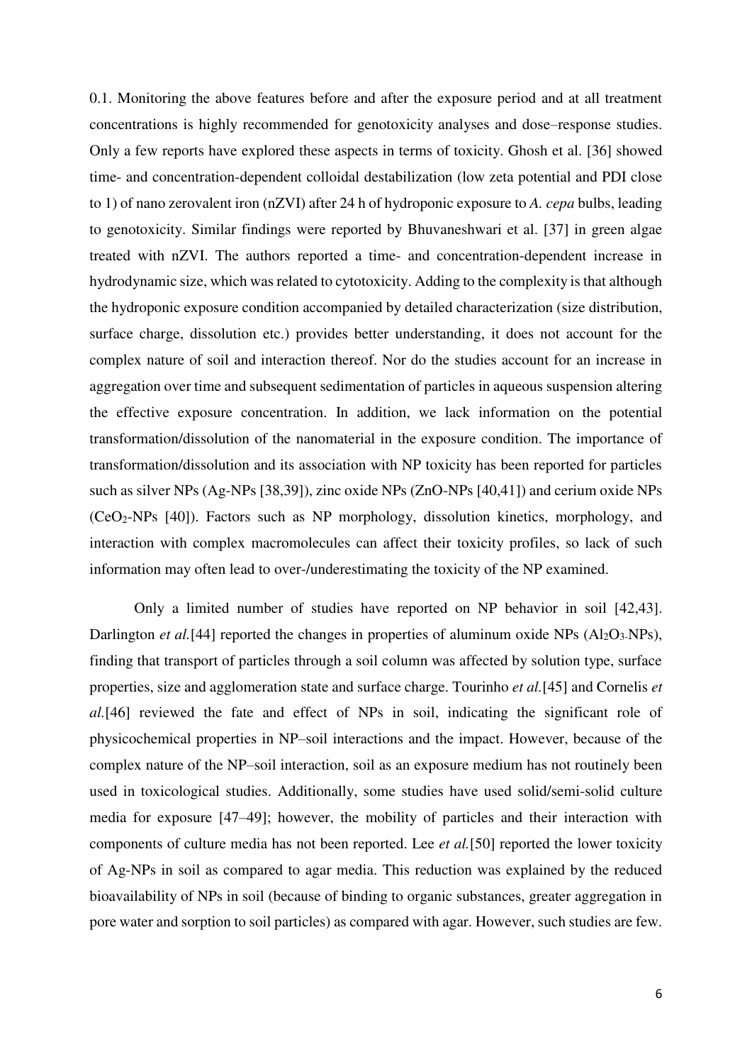0.1. Monitoring the above features before and after the exposure period and at all treatment concentrations is highly recommended for genotoxicity analyses and dose–response studies. Only a few reports have explored these aspects in terms of toxicity. Ghosh et al. [36] showed time- and concentration-dependent colloidal destabilization (low zeta potential and PDI close to 1) of nano zerovalent iron (nZVI) after 24 h of hydroponic exposure to *A. cepa* bulbs, leading to genotoxicity. Similar findings were reported by Bhuvaneshwari et al. [37] in green algae treated with nZVI. The authors reported a time- and concentration-dependent increase in hydrodynamic size, which was related to cytotoxicity. Adding to the complexity is that although the hydroponic exposure condition accompanied by detailed characterization (size distribution, surface charge, dissolution etc.) provides better understanding, it does not account for the complex nature of soil and interaction thereof. Nor do the studies account for an increase in aggregation over time and subsequent sedimentation of particles in aqueous suspension altering the effective exposure concentration. In addition, we lack information on the potential transformation/dissolution of the nanomaterial in the exposure condition. The importance of transformation/dissolution and its association with NP toxicity has been reported for particles such as silver NPs (Ag-NPs [38,39]), zinc oxide NPs (ZnO-NPs [40,41]) and cerium oxide NPs ($CeO_2$-NPs [40]). Factors such as NP morphology, dissolution kinetics, morphology, and interaction with complex macromolecules can affect their toxicity profiles, so lack of such information may often lead to over-/underestimating the toxicity of the NP examined.

Only a limited number of studies have reported on NP behavior in soil [42,43]. Darlington *et al.*[44] reported the changes in properties of aluminum oxide NPs ($Al_2O_3$-NPs), finding that transport of particles through a soil column was affected by solution type, surface properties, size and agglomeration state and surface charge. Tourinho *et al.*[45] and Cornelis *et al.*[46] reviewed the fate and effect of NPs in soil, indicating the significant role of physicochemical properties in NP–soil interactions and the impact. However, because of the complex nature of the NP–soil interaction, soil as an exposure medium has not routinely been used in toxicological studies. Additionally, some studies have used solid/semi-solid culture media for exposure [47–49]; however, the mobility of particles and their interaction with components of culture media has not been reported. Lee *et al.*[50] reported the lower toxicity of Ag-NPs in soil as compared to agar media. This reduction was explained by the reduced bioavailability of NPs in soil (because of binding to organic substances, greater aggregation in pore water and sorption to soil particles) as compared with agar. However, such studies are few.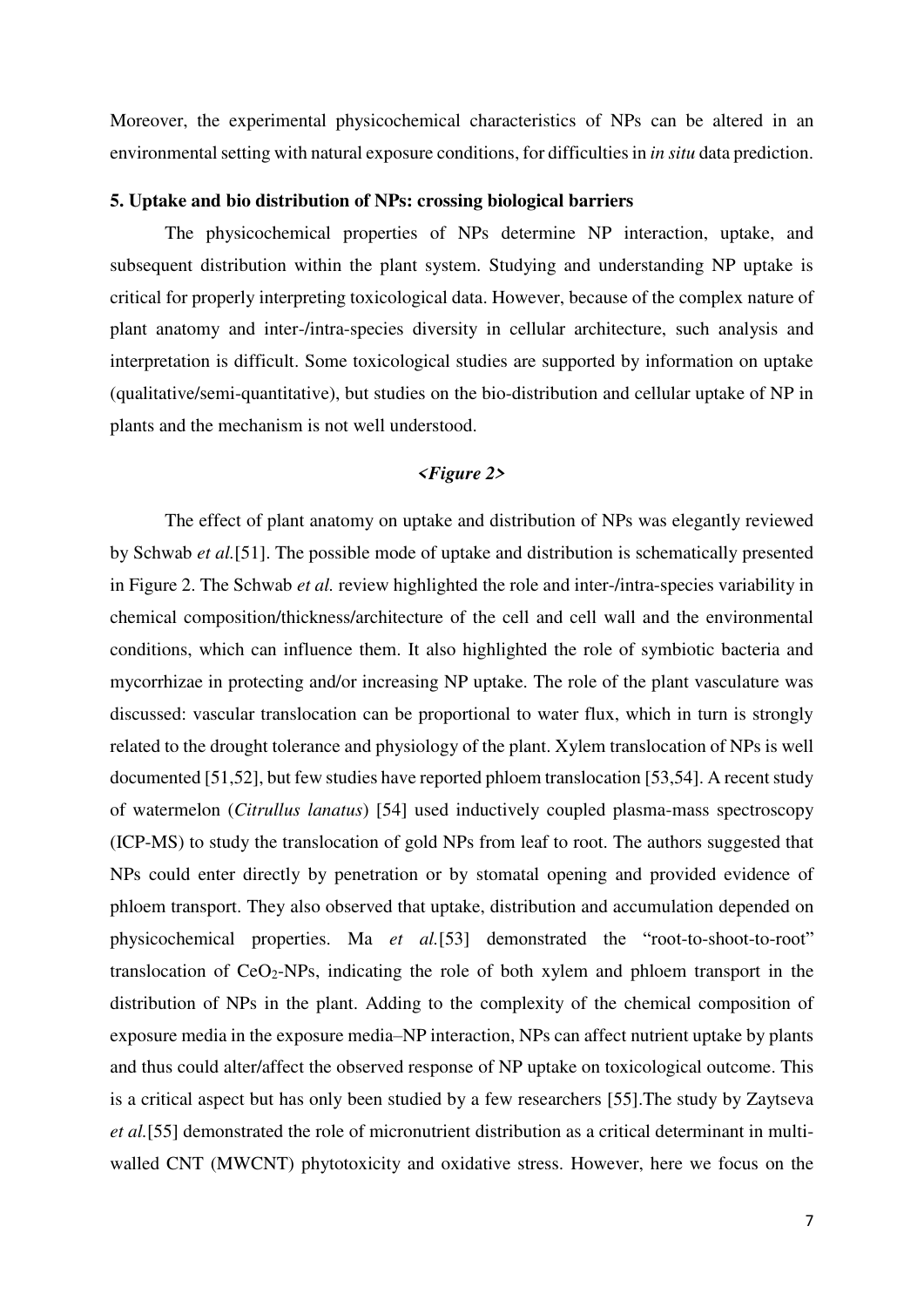Moreover, the experimental physicochemical characteristics of NPs can be altered in an environmental setting with natural exposure conditions, for difficulties in *in situ* data prediction.

## 5. Uptake and bio distribution of NPs: crossing biological barriers

The physicochemical properties of NPs determine NP interaction, uptake, and subsequent distribution within the plant system. Studying and understanding NP uptake is critical for properly interpreting toxicological data. However, because of the complex nature of plant anatomy and inter-/intra-species diversity in cellular architecture, such analysis and interpretation is difficult. Some toxicological studies are supported by information on uptake (qualitative/semi-quantitative), but studies on the bio-distribution and cellular uptake of NP in plants and the mechanism is not well understood.

***<Figure 2>***

The effect of plant anatomy on uptake and distribution of NPs was elegantly reviewed by Schwab *et al.*[51]. The possible mode of uptake and distribution is schematically presented in Figure 2. The Schwab *et al.* review highlighted the role and inter-/intra-species variability in chemical composition/thickness/architecture of the cell and cell wall and the environmental conditions, which can influence them. It also highlighted the role of symbiotic bacteria and mycorrhizae in protecting and/or increasing NP uptake. The role of the plant vasculature was discussed: vascular translocation can be proportional to water flux, which in turn is strongly related to the drought tolerance and physiology of the plant. Xylem translocation of NPs is well documented [51,52], but few studies have reported phloem translocation [53,54]. A recent study of watermelon (*Citrullus lanatus*) [54] used inductively coupled plasma-mass spectroscopy (ICP-MS) to study the translocation of gold NPs from leaf to root. The authors suggested that NPs could enter directly by penetration or by stomatal opening and provided evidence of phloem transport. They also observed that uptake, distribution and accumulation depended on physicochemical properties. Ma *et al.*[53] demonstrated the "root-to-shoot-to-root" translocation of $CeO_2$-NPs, indicating the role of both xylem and phloem transport in the distribution of NPs in the plant. Adding to the complexity of the chemical composition of exposure media in the exposure media–NP interaction, NPs can affect nutrient uptake by plants and thus could alter/affect the observed response of NP uptake on toxicological outcome. This is a critical aspect but has only been studied by a few researchers [55].The study by Zaytseva *et al.*[55] demonstrated the role of micronutrient distribution as a critical determinant in multi-walled CNT (MWCNT) phytotoxicity and oxidative stress. However, here we focus on the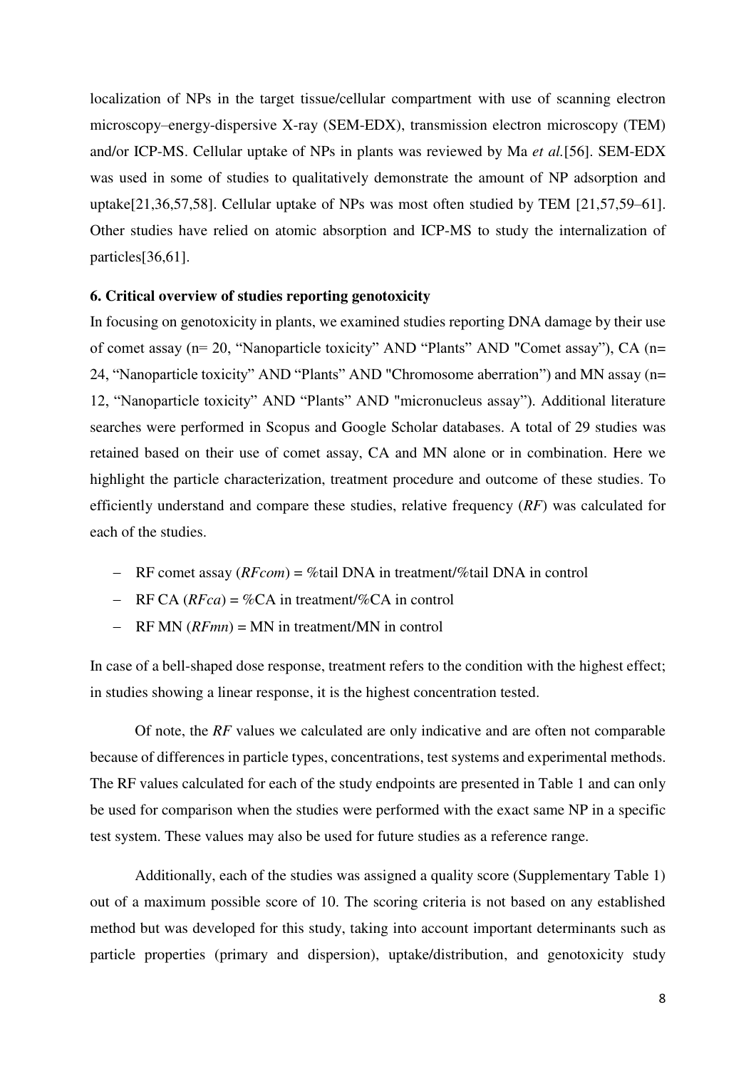localization of NPs in the target tissue/cellular compartment with use of scanning electron microscopy–energy-dispersive X-ray (SEM-EDX), transmission electron microscopy (TEM) and/or ICP-MS. Cellular uptake of NPs in plants was reviewed by Ma *et al.*[56]. SEM-EDX was used in some of studies to qualitatively demonstrate the amount of NP adsorption and uptake[21,36,57,58]. Cellular uptake of NPs was most often studied by TEM [21,57,59–61]. Other studies have relied on atomic absorption and ICP-MS to study the internalization of particles[36,61].

### 6. Critical overview of studies reporting genotoxicity

In focusing on genotoxicity in plants, we examined studies reporting DNA damage by their use of comet assay (n= 20, “Nanoparticle toxicity” AND “Plants” AND "Comet assay”), CA (n= 24, “Nanoparticle toxicity” AND “Plants” AND "Chromosome aberration”) and MN assay (n= 12, “Nanoparticle toxicity” AND “Plants” AND "micronucleus assay”). Additional literature searches were performed in Scopus and Google Scholar databases. A total of 29 studies was retained based on their use of comet assay, CA and MN alone or in combination. Here we highlight the particle characterization, treatment procedure and outcome of these studies. To efficiently understand and compare these studies, relative frequency (*RF*) was calculated for each of the studies.

- RF comet assay (*RFcom*) = %tail DNA in treatment/%tail DNA in control
- RF CA (*RFca*) = %CA in treatment/%CA in control
- RF MN (*RFmn*) = MN in treatment/MN in control

In case of a bell-shaped dose response, treatment refers to the condition with the highest effect; in studies showing a linear response, it is the highest concentration tested.

Of note, the *RF* values we calculated are only indicative and are often not comparable because of differences in particle types, concentrations, test systems and experimental methods. The RF values calculated for each of the study endpoints are presented in Table 1 and can only be used for comparison when the studies were performed with the exact same NP in a specific test system. These values may also be used for future studies as a reference range.

Additionally, each of the studies was assigned a quality score (Supplementary Table 1) out of a maximum possible score of 10. The scoring criteria is not based on any established method but was developed for this study, taking into account important determinants such as particle properties (primary and dispersion), uptake/distribution, and genotoxicity study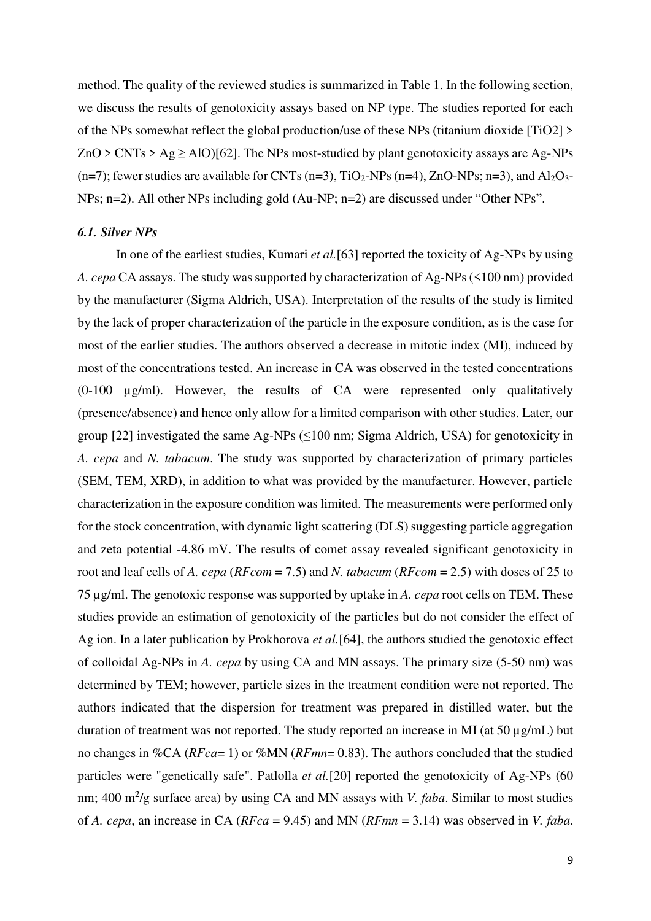method. The quality of the reviewed studies is summarized in Table 1. In the following section, we discuss the results of genotoxicity assays based on NP type. The studies reported for each of the NPs somewhat reflect the global production/use of these NPs (titanium dioxide [TiO2] > ZnO > CNTs > Ag ≥ AlO)[62]. The NPs most-studied by plant genotoxicity assays are Ag-NPs (n=7); fewer studies are available for CNTs (n=3), $TiO_2$-NPs (n=4), ZnO-NPs; n=3), and $Al_2O_3$-NPs; n=2). All other NPs including gold (Au-NP; n=2) are discussed under "Other NPs".

### *6.1. Silver NPs*

In one of the earliest studies, Kumari *et al.*[63] reported the toxicity of Ag-NPs by using *A. cepa* CA assays. The study was supported by characterization of Ag-NPs (<100 nm) provided by the manufacturer (Sigma Aldrich, USA). Interpretation of the results of the study is limited by the lack of proper characterization of the particle in the exposure condition, as is the case for most of the earlier studies. The authors observed a decrease in mitotic index (MI), induced by most of the concentrations tested. An increase in CA was observed in the tested concentrations (0-100 µg/ml). However, the results of CA were represented only qualitatively (presence/absence) and hence only allow for a limited comparison with other studies. Later, our group [22] investigated the same Ag-NPs (≤100 nm; Sigma Aldrich, USA) for genotoxicity in *A. cepa* and *N. tabacum*. The study was supported by characterization of primary particles (SEM, TEM, XRD), in addition to what was provided by the manufacturer. However, particle characterization in the exposure condition was limited. The measurements were performed only for the stock concentration, with dynamic light scattering (DLS) suggesting particle aggregation and zeta potential -4.86 mV. The results of comet assay revealed significant genotoxicity in root and leaf cells of *A. cepa* ($RFcom$ = 7.5) and *N. tabacum* ($RFcom$ = 2.5) with doses of 25 to 75 µg/ml. The genotoxic response was supported by uptake in *A. cepa* root cells on TEM. These studies provide an estimation of genotoxicity of the particles but do not consider the effect of Ag ion. In a later publication by Prokhorova *et al.*[64], the authors studied the genotoxic effect of colloidal Ag-NPs in *A. cepa* by using CA and MN assays. The primary size (5-50 nm) was determined by TEM; however, particle sizes in the treatment condition were not reported. The authors indicated that the dispersion for treatment was prepared in distilled water, but the duration of treatment was not reported. The study reported an increase in MI (at 50 µg/mL) but no changes in %CA ($RFca$= 1) or %MN ($RFmn$= 0.83). The authors concluded that the studied particles were "genetically safe". Patlolla *et al.*[20] reported the genotoxicity of Ag-NPs (60 nm; 400 $m^2/g$ surface area) by using CA and MN assays with *V. faba*. Similar to most studies of *A. cepa*, an increase in CA ($RFca$ = 9.45) and MN ($RFmn$ = 3.14) was observed in *V. faba*.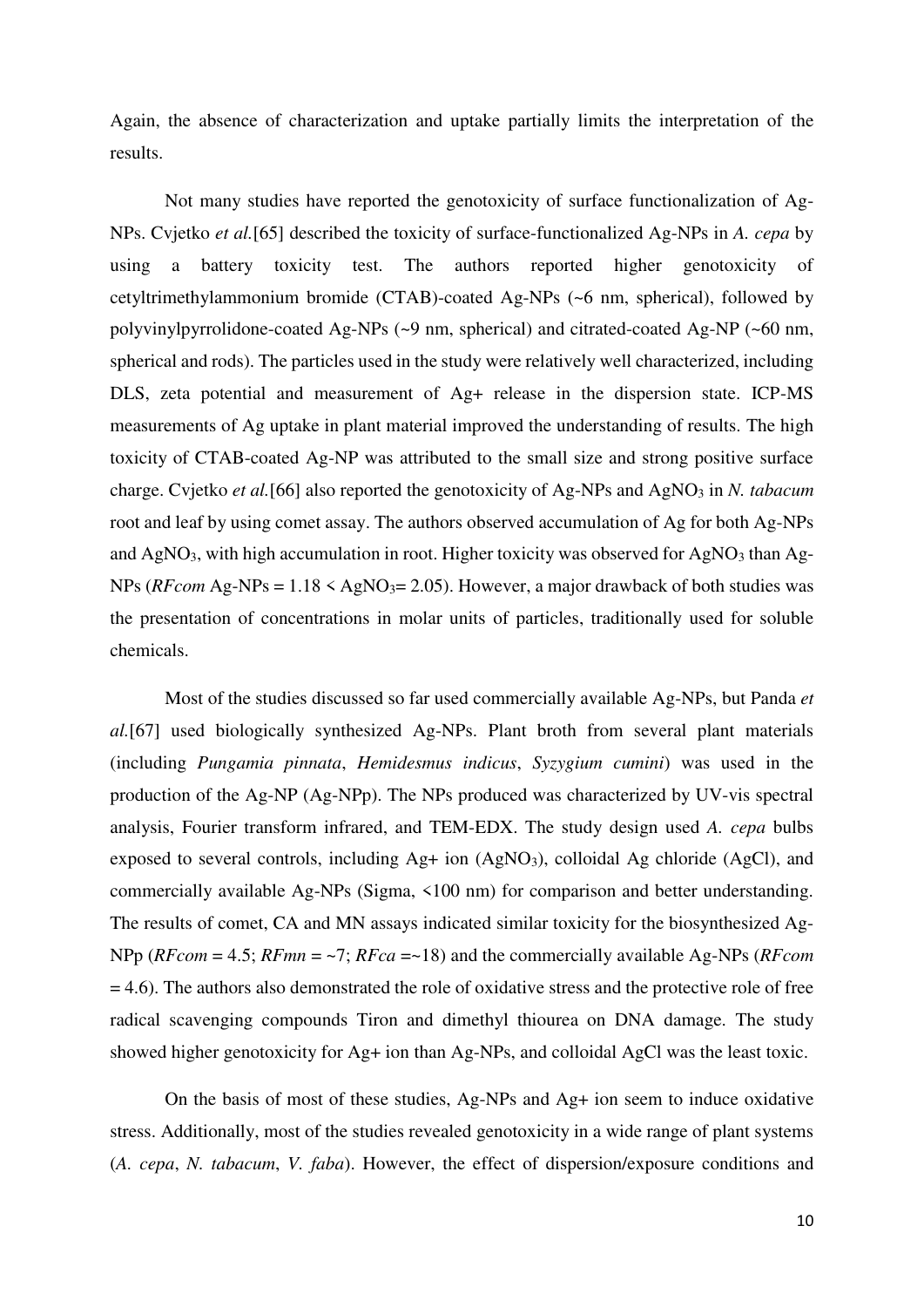Again, the absence of characterization and uptake partially limits the interpretation of the results.

Not many studies have reported the genotoxicity of surface functionalization of Ag-NPs. Cvjetko *et al.*[65] described the toxicity of surface-functionalized Ag-NPs in *A. cepa* by using a battery toxicity test. The authors reported higher genotoxicity of cetyltrimethylammonium bromide (CTAB)-coated Ag-NPs (~6 nm, spherical), followed by polyvinylpyrrolidone-coated Ag-NPs (~9 nm, spherical) and citrated-coated Ag-NP (~60 nm, spherical and rods). The particles used in the study were relatively well characterized, including DLS, zeta potential and measurement of Ag+ release in the dispersion state. ICP-MS measurements of Ag uptake in plant material improved the understanding of results. The high toxicity of CTAB-coated Ag-NP was attributed to the small size and strong positive surface charge. Cvjetko *et al.*[66] also reported the genotoxicity of Ag-NPs and $AgNO_3$ in *N. tabacum* root and leaf by using comet assay. The authors observed accumulation of Ag for both Ag-NPs and $AgNO_3$, with high accumulation in root. Higher toxicity was observed for $AgNO_3$ than Ag-NPs (*RFcom* Ag-NPs = 1.18 < $AgNO_3$= 2.05). However, a major drawback of both studies was the presentation of concentrations in molar units of particles, traditionally used for soluble chemicals.

Most of the studies discussed so far used commercially available Ag-NPs, but Panda *et al.*[67] used biologically synthesized Ag-NPs. Plant broth from several plant materials (including *Pungamia pinnata*, *Hemidesmus indicus*, *Syzygium cumini*) was used in the production of the Ag-NP (Ag-NPp). The NPs produced was characterized by UV-vis spectral analysis, Fourier transform infrared, and TEM-EDX. The study design used *A. cepa* bulbs exposed to several controls, including Ag+ ion ($AgNO_3$), colloidal Ag chloride (AgCl), and commercially available Ag-NPs (Sigma, <100 nm) for comparison and better understanding. The results of comet, CA and MN assays indicated similar toxicity for the biosynthesized Ag-NPp (*RFcom* = 4.5; *RFmn* = ~7; *RFca* =~18) and the commercially available Ag-NPs (*RFcom* = 4.6). The authors also demonstrated the role of oxidative stress and the protective role of free radical scavenging compounds Tiron and dimethyl thiourea on DNA damage. The study showed higher genotoxicity for Ag+ ion than Ag-NPs, and colloidal AgCl was the least toxic.

On the basis of most of these studies, Ag-NPs and Ag+ ion seem to induce oxidative stress. Additionally, most of the studies revealed genotoxicity in a wide range of plant systems (*A. cepa*, *N. tabacum*, *V. faba*). However, the effect of dispersion/exposure conditions and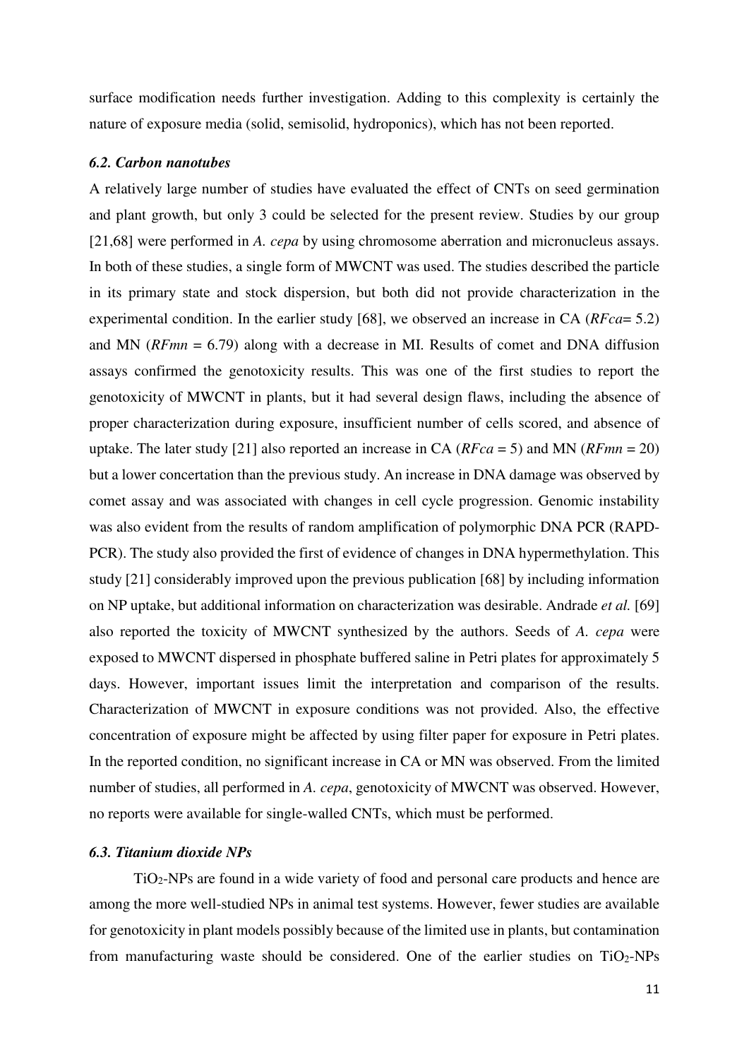surface modification needs further investigation. Adding to this complexity is certainly the nature of exposure media (solid, semisolid, hydroponics), which has not been reported.

### *6.2. Carbon nanotubes*

A relatively large number of studies have evaluated the effect of CNTs on seed germination and plant growth, but only 3 could be selected for the present review. Studies by our group [21,68] were performed in *A. cepa* by using chromosome aberration and micronucleus assays. In both of these studies, a single form of MWCNT was used. The studies described the particle in its primary state and stock dispersion, but both did not provide characterization in the experimental condition. In the earlier study [68], we observed an increase in CA ($RFca$= 5.2) and MN ($RFmn$ = 6.79) along with a decrease in MI. Results of comet and DNA diffusion assays confirmed the genotoxicity results. This was one of the first studies to report the genotoxicity of MWCNT in plants, but it had several design flaws, including the absence of proper characterization during exposure, insufficient number of cells scored, and absence of uptake. The later study [21] also reported an increase in CA ($RFca$ = 5) and MN ($RFmn$ = 20) but a lower concertation than the previous study. An increase in DNA damage was observed by comet assay and was associated with changes in cell cycle progression. Genomic instability was also evident from the results of random amplification of polymorphic DNA PCR (RAPD-PCR). The study also provided the first of evidence of changes in DNA hypermethylation. This study [21] considerably improved upon the previous publication [68] by including information on NP uptake, but additional information on characterization was desirable. Andrade *et al.* [69] also reported the toxicity of MWCNT synthesized by the authors. Seeds of *A. cepa* were exposed to MWCNT dispersed in phosphate buffered saline in Petri plates for approximately 5 days. However, important issues limit the interpretation and comparison of the results. Characterization of MWCNT in exposure conditions was not provided. Also, the effective concentration of exposure might be affected by using filter paper for exposure in Petri plates. In the reported condition, no significant increase in CA or MN was observed. From the limited number of studies, all performed in *A. cepa*, genotoxicity of MWCNT was observed. However, no reports were available for single-walled CNTs, which must be performed.

### *6.3. Titanium dioxide NPs*

$TiO_2$-NPs are found in a wide variety of food and personal care products and hence are among the more well-studied NPs in animal test systems. However, fewer studies are available for genotoxicity in plant models possibly because of the limited use in plants, but contamination from manufacturing waste should be considered. One of the earlier studies on $TiO_2$-NPs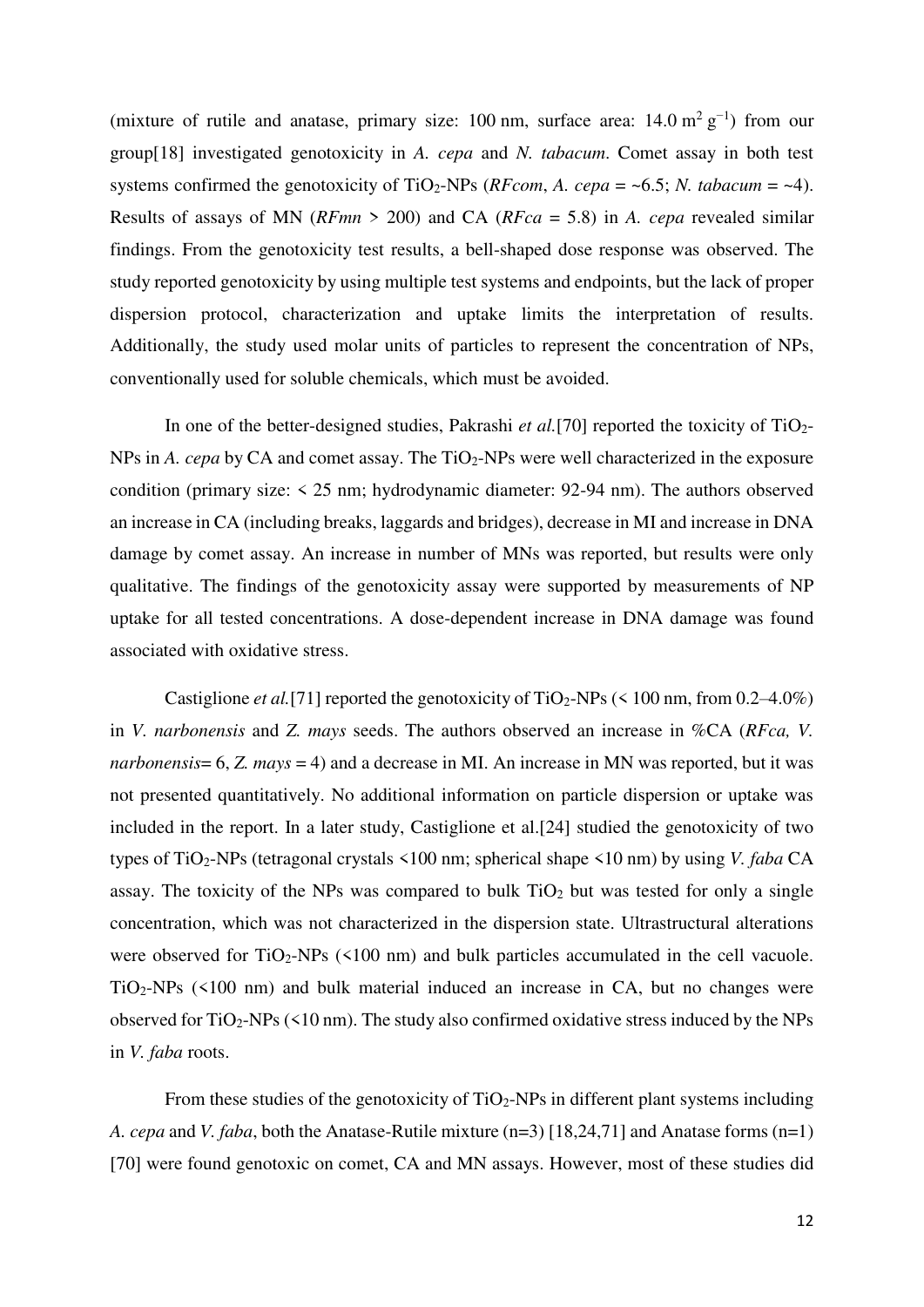(mixture of rutile and anatase, primary size: 100 nm, surface area: 14.0 $m^2 g^{-1}$) from our group[18] investigated genotoxicity in *A. cepa* and *N. tabacum*. Comet assay in both test systems confirmed the genotoxicity of $TiO_2$-NPs (*RFcom*, *A. cepa* = ~6.5; *N. tabacum* = ~4). Results of assays of MN (*RFmn* > 200) and CA (*RFca* = 5.8) in *A. cepa* revealed similar findings. From the genotoxicity test results, a bell-shaped dose response was observed. The study reported genotoxicity by using multiple test systems and endpoints, but the lack of proper dispersion protocol, characterization and uptake limits the interpretation of results. Additionally, the study used molar units of particles to represent the concentration of NPs, conventionally used for soluble chemicals, which must be avoided.

In one of the better-designed studies, Pakrashi *et al.*[70] reported the toxicity of $TiO_2$-NPs in *A. cepa* by CA and comet assay. The $TiO_2$-NPs were well characterized in the exposure condition (primary size: < 25 nm; hydrodynamic diameter: 92-94 nm). The authors observed an increase in CA (including breaks, laggards and bridges), decrease in MI and increase in DNA damage by comet assay. An increase in number of MNs was reported, but results were only qualitative. The findings of the genotoxicity assay were supported by measurements of NP uptake for all tested concentrations. A dose-dependent increase in DNA damage was found associated with oxidative stress.

Castiglione *et al.*[71] reported the genotoxicity of $TiO_2$-NPs (< 100 nm, from 0.2–4.0%) in *V. narbonensis* and *Z. mays* seeds. The authors observed an increase in %CA (*RFca, V. narbonensis*= 6, *Z. mays* = 4) and a decrease in MI. An increase in MN was reported, but it was not presented quantitatively. No additional information on particle dispersion or uptake was included in the report. In a later study, Castiglione et al.[24] studied the genotoxicity of two types of $TiO_2$-NPs (tetragonal crystals <100 nm; spherical shape <10 nm) by using *V. faba* CA assay. The toxicity of the NPs was compared to bulk $TiO_2$ but was tested for only a single concentration, which was not characterized in the dispersion state. Ultrastructural alterations were observed for $TiO_2$-NPs (<100 nm) and bulk particles accumulated in the cell vacuole. $TiO_2$-NPs (<100 nm) and bulk material induced an increase in CA, but no changes were observed for $TiO_2$-NPs (<10 nm). The study also confirmed oxidative stress induced by the NPs in *V. faba* roots.

From these studies of the genotoxicity of $TiO_2$-NPs in different plant systems including *A. cepa* and *V. faba*, both the Anatase-Rutile mixture (n=3) [18,24,71] and Anatase forms (n=1) [70] were found genotoxic on comet, CA and MN assays. However, most of these studies did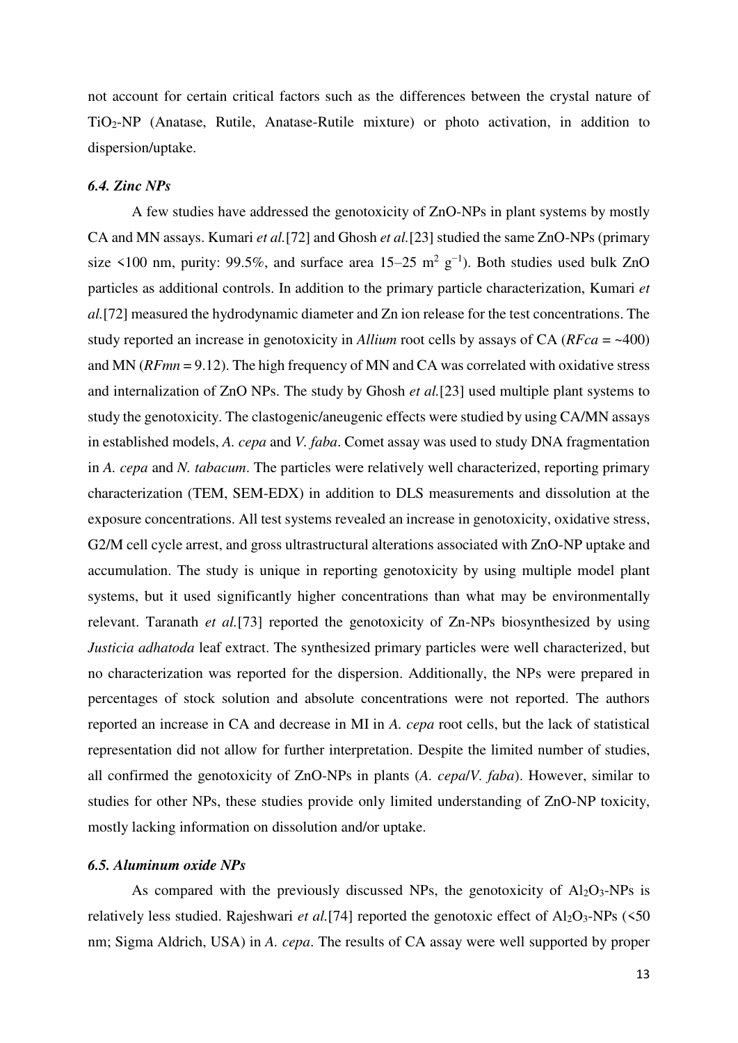not account for certain critical factors such as the differences between the crystal nature of $TiO_2$-NP (Anatase, Rutile, Anatase-Rutile mixture) or photo activation, in addition to dispersion/uptake.

### *6.4. Zinc NPs*

A few studies have addressed the genotoxicity of ZnO-NPs in plant systems by mostly CA and MN assays. Kumari *et al.*[72] and Ghosh *et al.*[23] studied the same ZnO-NPs (primary size <100 nm, purity: 99.5%, and surface area 15–25 $m^2$ $g^{-1}$). Both studies used bulk ZnO particles as additional controls. In addition to the primary particle characterization, Kumari *et al.*[72] measured the hydrodynamic diameter and Zn ion release for the test concentrations. The study reported an increase in genotoxicity in *Allium* root cells by assays of CA ($RFca$ = ~400) and MN ($RFmn$ = 9.12). The high frequency of MN and CA was correlated with oxidative stress and internalization of ZnO NPs. The study by Ghosh *et al.*[23] used multiple plant systems to study the genotoxicity. The clastogenic/aneugenic effects were studied by using CA/MN assays in established models, *A. cepa* and *V. faba*. Comet assay was used to study DNA fragmentation in *A. cepa* and *N. tabacum*. The particles were relatively well characterized, reporting primary characterization (TEM, SEM-EDX) in addition to DLS measurements and dissolution at the exposure concentrations. All test systems revealed an increase in genotoxicity, oxidative stress, G2/M cell cycle arrest, and gross ultrastructural alterations associated with ZnO-NP uptake and accumulation. The study is unique in reporting genotoxicity by using multiple model plant systems, but it used significantly higher concentrations than what may be environmentally relevant. Taranath *et al.*[73] reported the genotoxicity of Zn-NPs biosynthesized by using *Justicia adhatoda* leaf extract. The synthesized primary particles were well characterized, but no characterization was reported for the dispersion. Additionally, the NPs were prepared in percentages of stock solution and absolute concentrations were not reported. The authors reported an increase in CA and decrease in MI in *A. cepa* root cells, but the lack of statistical representation did not allow for further interpretation. Despite the limited number of studies, all confirmed the genotoxicity of ZnO-NPs in plants (*A. cepa*/*V. faba*). However, similar to studies for other NPs, these studies provide only limited understanding of ZnO-NP toxicity, mostly lacking information on dissolution and/or uptake.

### *6.5. Aluminum oxide NPs*

As compared with the previously discussed NPs, the genotoxicity of $Al_2O_3$-NPs is relatively less studied. Rajeshwari *et al.*[74] reported the genotoxic effect of $Al_2O_3$-NPs (<50 nm; Sigma Aldrich, USA) in *A. cepa*. The results of CA assay were well supported by proper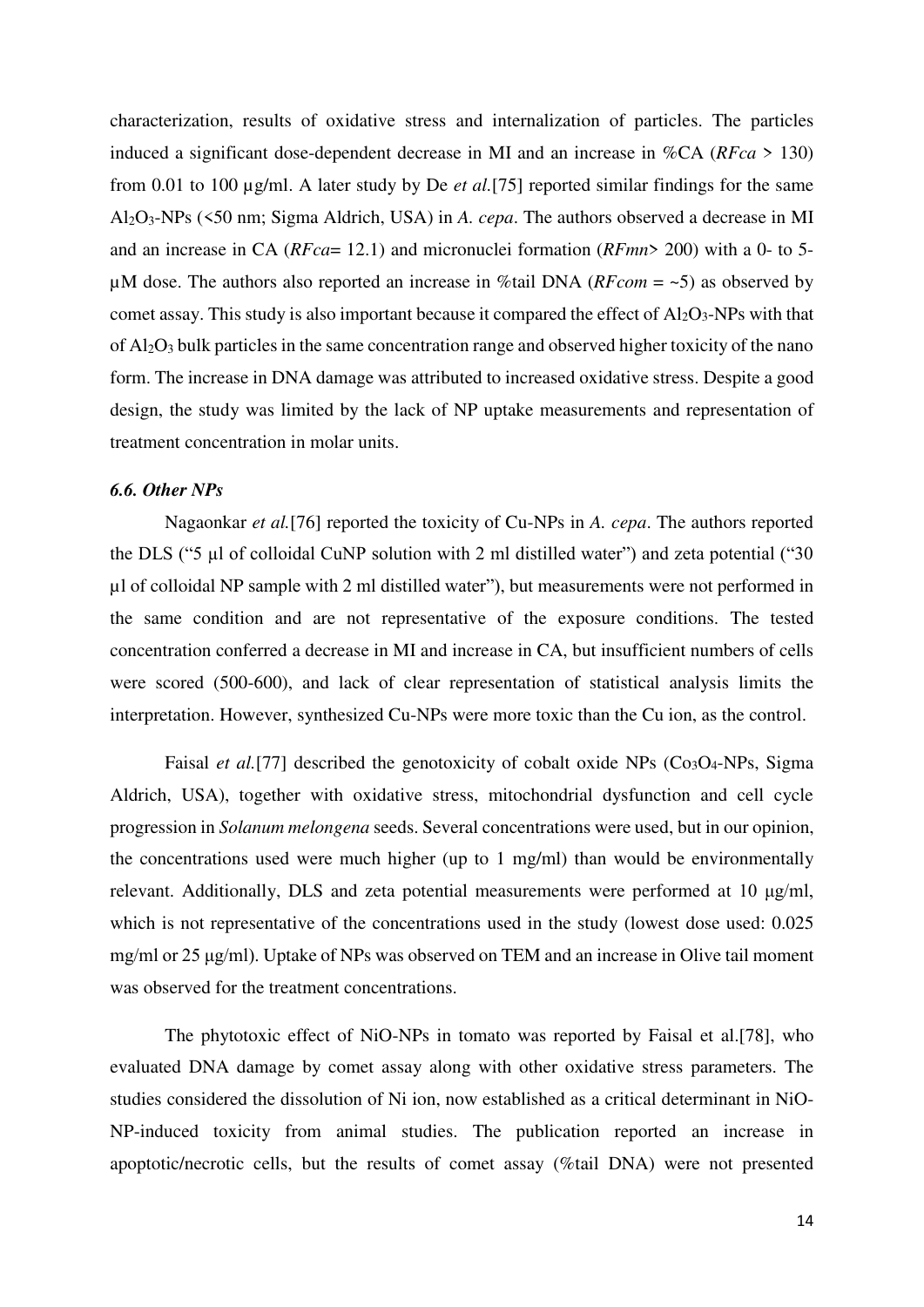characterization, results of oxidative stress and internalization of particles. The particles induced a significant dose-dependent decrease in MI and an increase in %CA (*RFca* > 130) from 0.01 to 100 µg/ml. A later study by De *et al.*[75] reported similar findings for the same $Al_2O_3$-NPs (<50 nm; Sigma Aldrich, USA) in *A. cepa*. The authors observed a decrease in MI and an increase in CA (*RFca*= 12.1) and micronuclei formation (*RFmn*> 200) with a 0- to 5-µM dose. The authors also reported an increase in %tail DNA (*RFcom* = ~5) as observed by comet assay. This study is also important because it compared the effect of $Al_2O_3$-NPs with that of $Al_2O_3$ bulk particles in the same concentration range and observed higher toxicity of the nano form. The increase in DNA damage was attributed to increased oxidative stress. Despite a good design, the study was limited by the lack of NP uptake measurements and representation of treatment concentration in molar units.

### *6.6. Other NPs*

Nagaonkar *et al.*[76] reported the toxicity of Cu-NPs in *A. cepa*. The authors reported the DLS ("5 µl of colloidal CuNP solution with 2 ml distilled water") and zeta potential ("30 µl of colloidal NP sample with 2 ml distilled water"), but measurements were not performed in the same condition and are not representative of the exposure conditions. The tested concentration conferred a decrease in MI and increase in CA, but insufficient numbers of cells were scored (500-600), and lack of clear representation of statistical analysis limits the interpretation. However, synthesized Cu-NPs were more toxic than the Cu ion, as the control.

Faisal *et al.*[77] described the genotoxicity of cobalt oxide NPs ($Co_3O_4$-NPs, Sigma Aldrich, USA), together with oxidative stress, mitochondrial dysfunction and cell cycle progression in *Solanum melongena* seeds. Several concentrations were used, but in our opinion, the concentrations used were much higher (up to 1 mg/ml) than would be environmentally relevant. Additionally, DLS and zeta potential measurements were performed at 10 µg/ml, which is not representative of the concentrations used in the study (lowest dose used: 0.025 mg/ml or 25 µg/ml). Uptake of NPs was observed on TEM and an increase in Olive tail moment was observed for the treatment concentrations.

The phytotoxic effect of NiO-NPs in tomato was reported by Faisal et al.[78], who evaluated DNA damage by comet assay along with other oxidative stress parameters. The studies considered the dissolution of Ni ion, now established as a critical determinant in NiO-NP-induced toxicity from animal studies. The publication reported an increase in apoptotic/necrotic cells, but the results of comet assay (%tail DNA) were not presented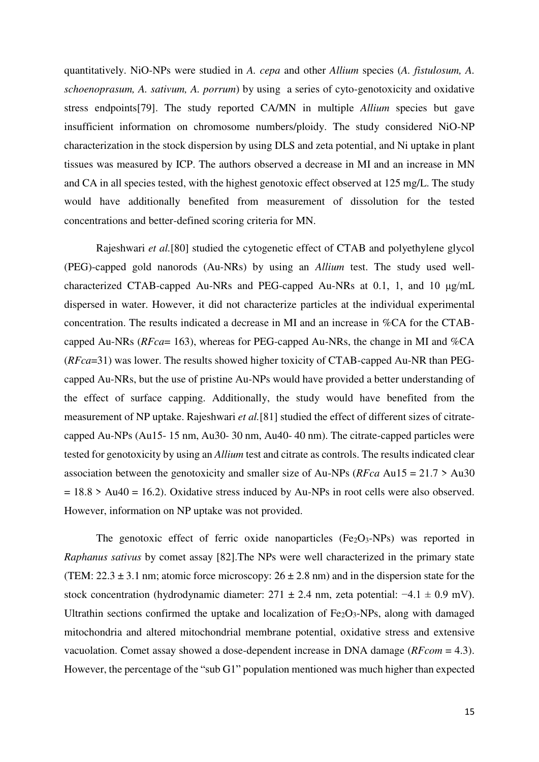quantitatively. NiO-NPs were studied in *A. cepa* and other *Allium* species (*A. fistulosum, A. schoenoprasum, A. sativum, A. porrum*) by using a series of cyto-genotoxicity and oxidative stress endpoints[79]. The study reported CA/MN in multiple *Allium* species but gave insufficient information on chromosome numbers/ploidy. The study considered NiO-NP characterization in the stock dispersion by using DLS and zeta potential, and Ni uptake in plant tissues was measured by ICP. The authors observed a decrease in MI and an increase in MN and CA in all species tested, with the highest genotoxic effect observed at 125 mg/L. The study would have additionally benefited from measurement of dissolution for the tested concentrations and better-defined scoring criteria for MN.

Rajeshwari *et al.*[80] studied the cytogenetic effect of CTAB and polyethylene glycol (PEG)-capped gold nanorods (Au-NRs) by using an *Allium* test. The study used well-characterized CTAB-capped Au-NRs and PEG-capped Au-NRs at 0.1, 1, and 10 μg/mL dispersed in water. However, it did not characterize particles at the individual experimental concentration. The results indicated a decrease in MI and an increase in %CA for the CTAB-capped Au-NRs (*RFca*= 163), whereas for PEG-capped Au-NRs, the change in MI and %CA (*RFca*=31) was lower. The results showed higher toxicity of CTAB-capped Au-NR than PEG-capped Au-NRs, but the use of pristine Au-NPs would have provided a better understanding of the effect of surface capping. Additionally, the study would have benefited from the measurement of NP uptake. Rajeshwari *et al.*[81] studied the effect of different sizes of citrate-capped Au-NPs (Au15- 15 nm, Au30- 30 nm, Au40- 40 nm). The citrate-capped particles were tested for genotoxicity by using an *Allium* test and citrate as controls. The results indicated clear association between the genotoxicity and smaller size of Au-NPs (*RFca* Au15 = 21.7 > Au30 = 18.8 > Au40 = 16.2). Oxidative stress induced by Au-NPs in root cells were also observed. However, information on NP uptake was not provided.

The genotoxic effect of ferric oxide nanoparticles ($Fe_2O_3$-NPs) was reported in *Raphanus sativus* by comet assay [82].The NPs were well characterized in the primary state (TEM: $22.3 \pm 3.1$ nm; atomic force microscopy: $26 \pm 2.8$ nm) and in the dispersion state for the stock concentration (hydrodynamic diameter: $271 \pm 2.4$ nm, zeta potential: $-4.1 \pm 0.9$ mV). Ultrathin sections confirmed the uptake and localization of $Fe_2O_3$-NPs, along with damaged mitochondria and altered mitochondrial membrane potential, oxidative stress and extensive vacuolation. Comet assay showed a dose-dependent increase in DNA damage (*RFcom* = 4.3). However, the percentage of the "sub G1" population mentioned was much higher than expected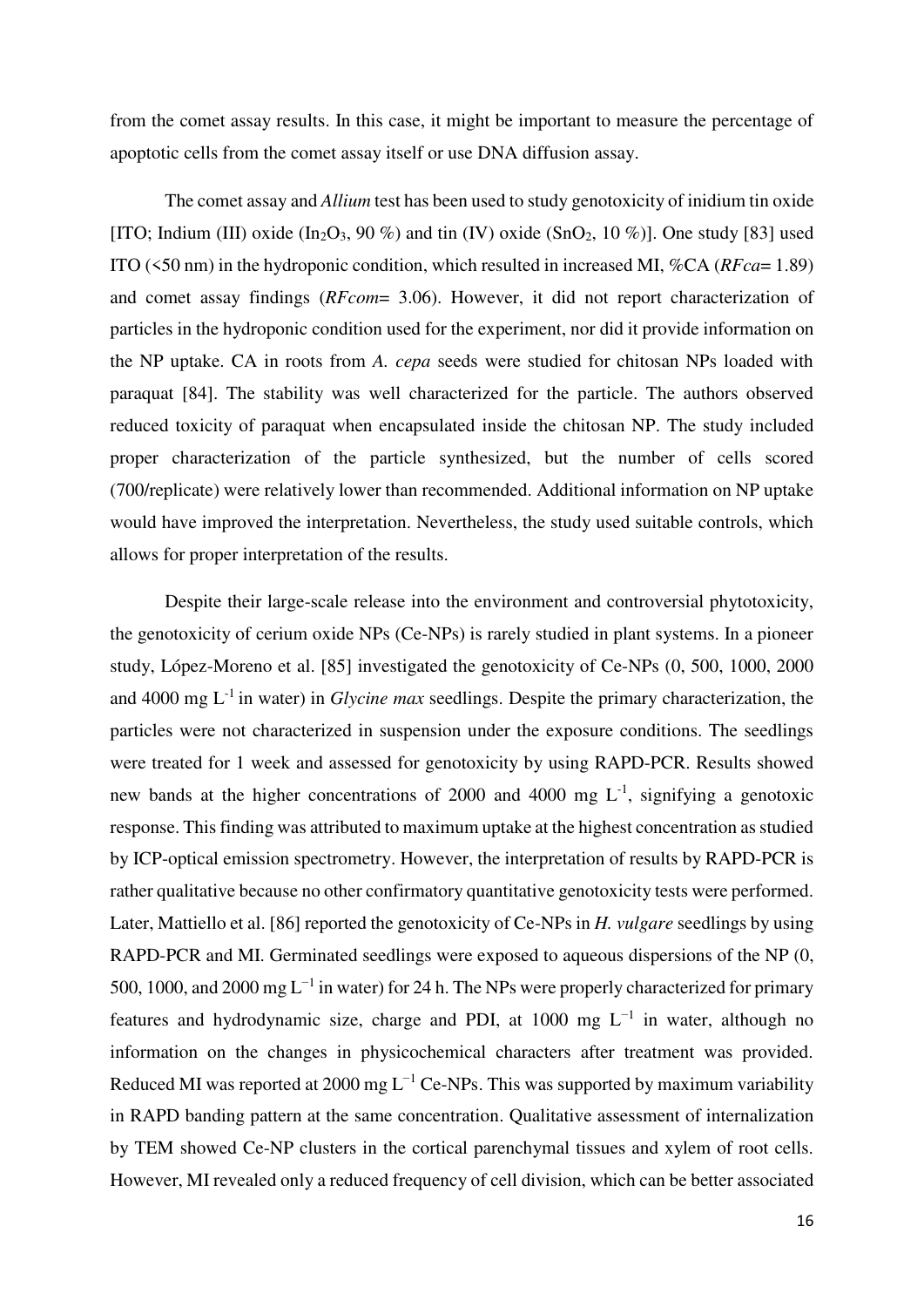from the comet assay results. In this case, it might be important to measure the percentage of apoptotic cells from the comet assay itself or use DNA diffusion assay.

The comet assay and *Allium* test has been used to study genotoxicity of inidium tin oxide [ITO; Indium (III) oxide ($In_2O_3$, 90 %) and tin (IV) oxide ($SnO_2$, 10 %)]. One study [83] used ITO (<50 nm) in the hydroponic condition, which resulted in increased MI, %CA (*RFca*= 1.89) and comet assay findings (*RFcom*= 3.06). However, it did not report characterization of particles in the hydroponic condition used for the experiment, nor did it provide information on the NP uptake. CA in roots from *A. cepa* seeds were studied for chitosan NPs loaded with paraquat [84]. The stability was well characterized for the particle. The authors observed reduced toxicity of paraquat when encapsulated inside the chitosan NP. The study included proper characterization of the particle synthesized, but the number of cells scored (700/replicate) were relatively lower than recommended. Additional information on NP uptake would have improved the interpretation. Nevertheless, the study used suitable controls, which allows for proper interpretation of the results.

Despite their large-scale release into the environment and controversial phytotoxicity, the genotoxicity of cerium oxide NPs (Ce-NPs) is rarely studied in plant systems. In a pioneer study, López-Moreno et al. [85] investigated the genotoxicity of Ce-NPs (0, 500, 1000, 2000 and 4000 mg $L^{-1}$ in water) in *Glycine max* seedlings. Despite the primary characterization, the particles were not characterized in suspension under the exposure conditions. The seedlings were treated for 1 week and assessed for genotoxicity by using RAPD-PCR. Results showed new bands at the higher concentrations of 2000 and 4000 mg $L^{-1}$, signifying a genotoxic response. This finding was attributed to maximum uptake at the highest concentration as studied by ICP-optical emission spectrometry. However, the interpretation of results by RAPD-PCR is rather qualitative because no other confirmatory quantitative genotoxicity tests were performed. Later, Mattiello et al. [86] reported the genotoxicity of Ce-NPs in *H. vulgare* seedlings by using RAPD-PCR and MI. Germinated seedlings were exposed to aqueous dispersions of the NP (0, 500, 1000, and 2000 mg $L^{-1}$ in water) for 24 h. The NPs were properly characterized for primary features and hydrodynamic size, charge and PDI, at 1000 mg $L^{-1}$ in water, although no information on the changes in physicochemical characters after treatment was provided. Reduced MI was reported at 2000 mg $L^{-1}$ Ce-NPs. This was supported by maximum variability in RAPD banding pattern at the same concentration. Qualitative assessment of internalization by TEM showed Ce-NP clusters in the cortical parenchymal tissues and xylem of root cells. However, MI revealed only a reduced frequency of cell division, which can be better associated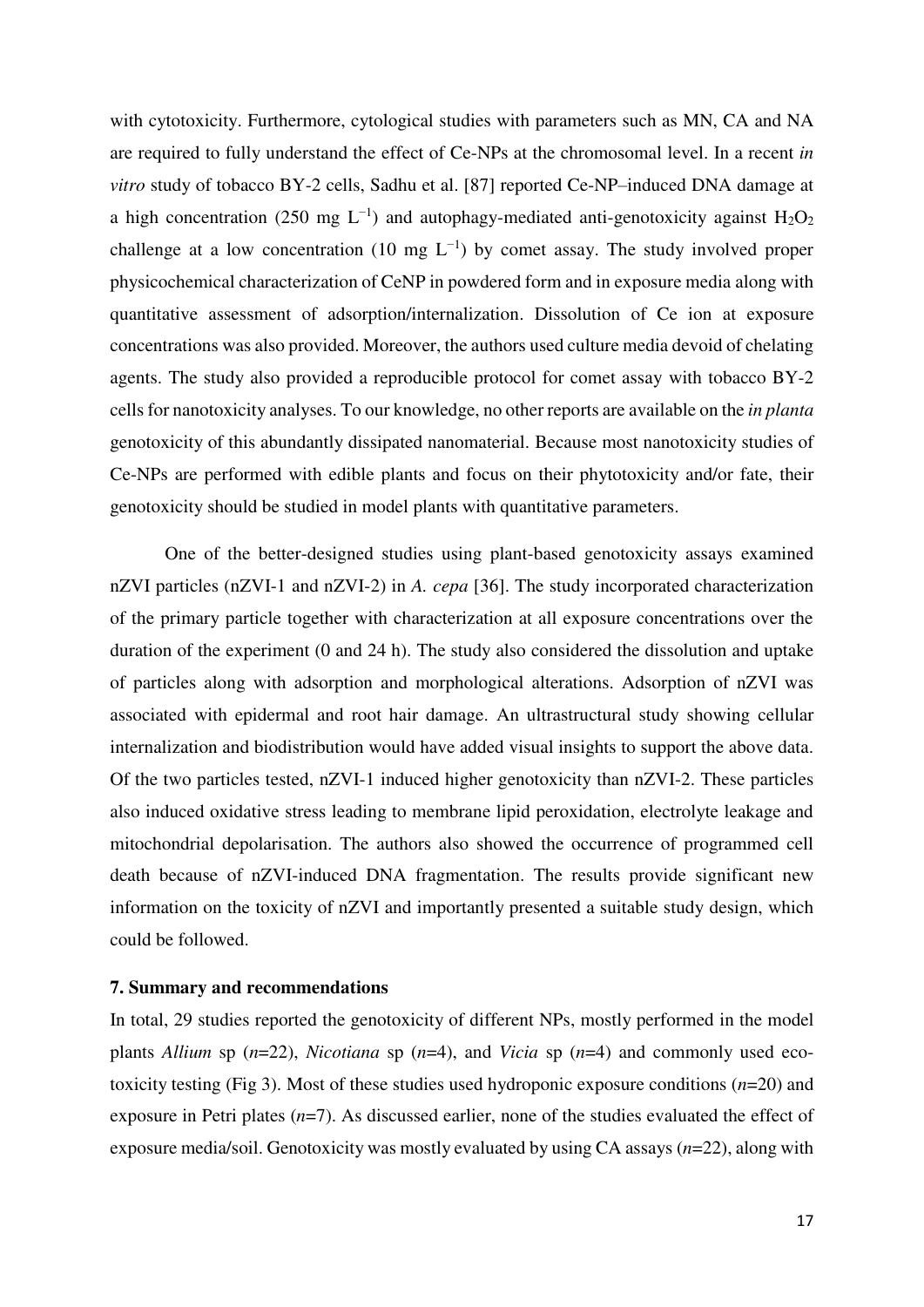with cytotoxicity. Furthermore, cytological studies with parameters such as MN, CA and NA are required to fully understand the effect of Ce-NPs at the chromosomal level. In a recent *in vitro* study of tobacco BY-2 cells, Sadhu et al. [87] reported Ce-NP–induced DNA damage at a high concentration (250 mg $L^{-1}$) and autophagy-mediated anti-genotoxicity against $H_2O_2$ challenge at a low concentration (10 mg $L^{-1}$) by comet assay. The study involved proper physicochemical characterization of CeNP in powdered form and in exposure media along with quantitative assessment of adsorption/internalization. Dissolution of Ce ion at exposure concentrations was also provided. Moreover, the authors used culture media devoid of chelating agents. The study also provided a reproducible protocol for comet assay with tobacco BY-2 cells for nanotoxicity analyses. To our knowledge, no other reports are available on the *in planta* genotoxicity of this abundantly dissipated nanomaterial. Because most nanotoxicity studies of Ce-NPs are performed with edible plants and focus on their phytotoxicity and/or fate, their genotoxicity should be studied in model plants with quantitative parameters.

One of the better-designed studies using plant-based genotoxicity assays examined nZVI particles (nZVI-1 and nZVI-2) in *A. cepa* [36]. The study incorporated characterization of the primary particle together with characterization at all exposure concentrations over the duration of the experiment (0 and 24 h). The study also considered the dissolution and uptake of particles along with adsorption and morphological alterations. Adsorption of nZVI was associated with epidermal and root hair damage. An ultrastructural study showing cellular internalization and biodistribution would have added visual insights to support the above data. Of the two particles tested, nZVI-1 induced higher genotoxicity than nZVI-2. These particles also induced oxidative stress leading to membrane lipid peroxidation, electrolyte leakage and mitochondrial depolarisation. The authors also showed the occurrence of programmed cell death because of nZVI-induced DNA fragmentation. The results provide significant new information on the toxicity of nZVI and importantly presented a suitable study design, which could be followed.

## 7. Summary and recommendations

In total, 29 studies reported the genotoxicity of different NPs, mostly performed in the model plants *Allium* sp (*n*=22), *Nicotiana* sp (*n*=4), and *Vicia* sp (*n*=4) and commonly used eco-toxicity testing (Fig 3). Most of these studies used hydroponic exposure conditions (*n*=20) and exposure in Petri plates (*n*=7). As discussed earlier, none of the studies evaluated the effect of exposure media/soil. Genotoxicity was mostly evaluated by using CA assays (*n*=22), along with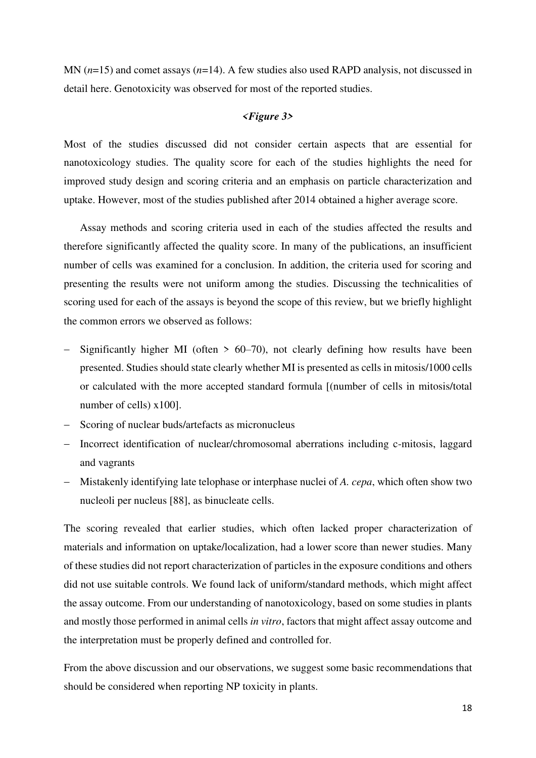MN ($n$=15) and comet assays ($n$=14). A few studies also used RAPD analysis, not discussed in detail here. Genotoxicity was observed for most of the reported studies.

***<Figure 3>***

Most of the studies discussed did not consider certain aspects that are essential for nanotoxicology studies. The quality score for each of the studies highlights the need for improved study design and scoring criteria and an emphasis on particle characterization and uptake. However, most of the studies published after 2014 obtained a higher average score.

Assay methods and scoring criteria used in each of the studies affected the results and therefore significantly affected the quality score. In many of the publications, an insufficient number of cells was examined for a conclusion. In addition, the criteria used for scoring and presenting the results were not uniform among the studies. Discussing the technicalities of scoring used for each of the assays is beyond the scope of this review, but we briefly highlight the common errors we observed as follows:

- Significantly higher MI (often > 60–70), not clearly defining how results have been presented. Studies should state clearly whether MI is presented as cells in mitosis/1000 cells or calculated with the more accepted standard formula [(number of cells in mitosis/total number of cells) x100].
- Scoring of nuclear buds/artefacts as micronucleus
- Incorrect identification of nuclear/chromosomal aberrations including c-mitosis, laggard and vagrants
- Mistakenly identifying late telophase or interphase nuclei of *A. cepa*, which often show two nucleoli per nucleus [88], as binucleate cells.

The scoring revealed that earlier studies, which often lacked proper characterization of materials and information on uptake/localization, had a lower score than newer studies. Many of these studies did not report characterization of particles in the exposure conditions and others did not use suitable controls. We found lack of uniform/standard methods, which might affect the assay outcome. From our understanding of nanotoxicology, based on some studies in plants and mostly those performed in animal cells *in vitro*, factors that might affect assay outcome and the interpretation must be properly defined and controlled for.

From the above discussion and our observations, we suggest some basic recommendations that should be considered when reporting NP toxicity in plants.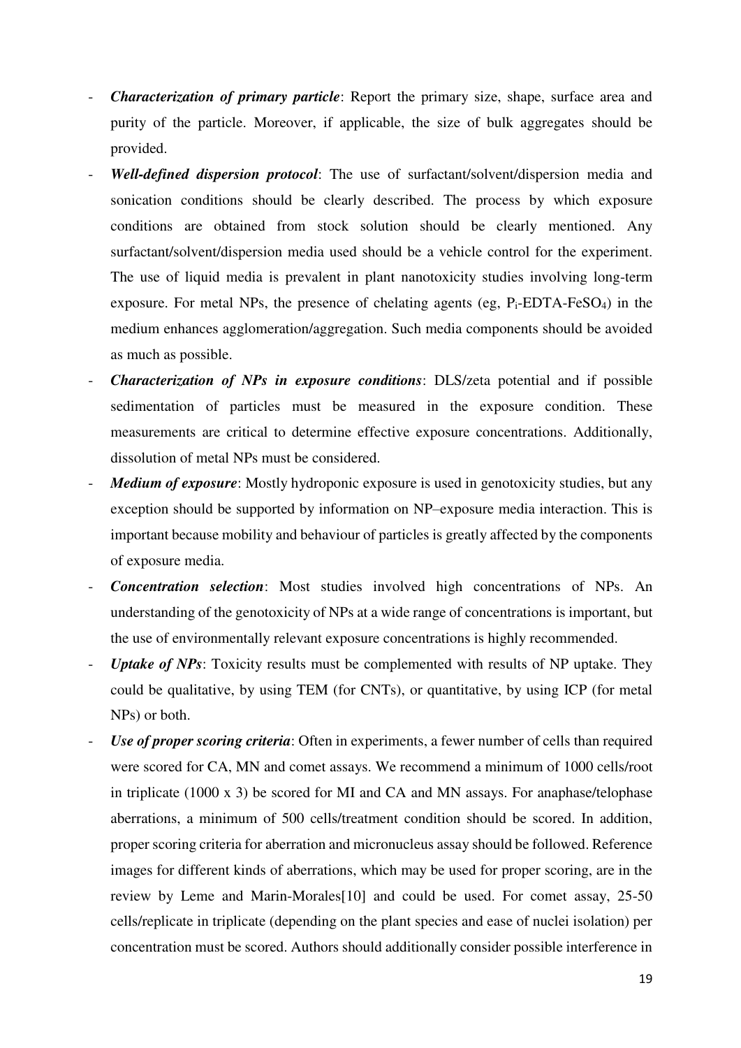- ***Characterization of primary particle***: Report the primary size, shape, surface area and purity of the particle. Moreover, if applicable, the size of bulk aggregates should be provided.
- ***Well-defined dispersion protocol***: The use of surfactant/solvent/dispersion media and sonication conditions should be clearly described. The process by which exposure conditions are obtained from stock solution should be clearly mentioned. Any surfactant/solvent/dispersion media used should be a vehicle control for the experiment. The use of liquid media is prevalent in plant nanotoxicity studies involving long-term exposure. For metal NPs, the presence of chelating agents (eg, $P_i$-EDTA-$FeSO_4$) in the medium enhances agglomeration/aggregation. Such media components should be avoided as much as possible.
- ***Characterization of NPs in exposure conditions***: DLS/zeta potential and if possible sedimentation of particles must be measured in the exposure condition. These measurements are critical to determine effective exposure concentrations. Additionally, dissolution of metal NPs must be considered.
- ***Medium of exposure***: Mostly hydroponic exposure is used in genotoxicity studies, but any exception should be supported by information on NP–exposure media interaction. This is important because mobility and behaviour of particles is greatly affected by the components of exposure media.
- ***Concentration selection***: Most studies involved high concentrations of NPs. An understanding of the genotoxicity of NPs at a wide range of concentrations is important, but the use of environmentally relevant exposure concentrations is highly recommended.
- ***Uptake of NPs***: Toxicity results must be complemented with results of NP uptake. They could be qualitative, by using TEM (for CNTs), or quantitative, by using ICP (for metal NPs) or both.
- ***Use of proper scoring criteria***: Often in experiments, a fewer number of cells than required were scored for CA, MN and comet assays. We recommend a minimum of 1000 cells/root in triplicate (1000 x 3) be scored for MI and CA and MN assays. For anaphase/telophase aberrations, a minimum of 500 cells/treatment condition should be scored. In addition, proper scoring criteria for aberration and micronucleus assay should be followed. Reference images for different kinds of aberrations, which may be used for proper scoring, are in the review by Leme and Marin-Morales[10] and could be used. For comet assay, 25-50 cells/replicate in triplicate (depending on the plant species and ease of nuclei isolation) per concentration must be scored. Authors should additionally consider possible interference in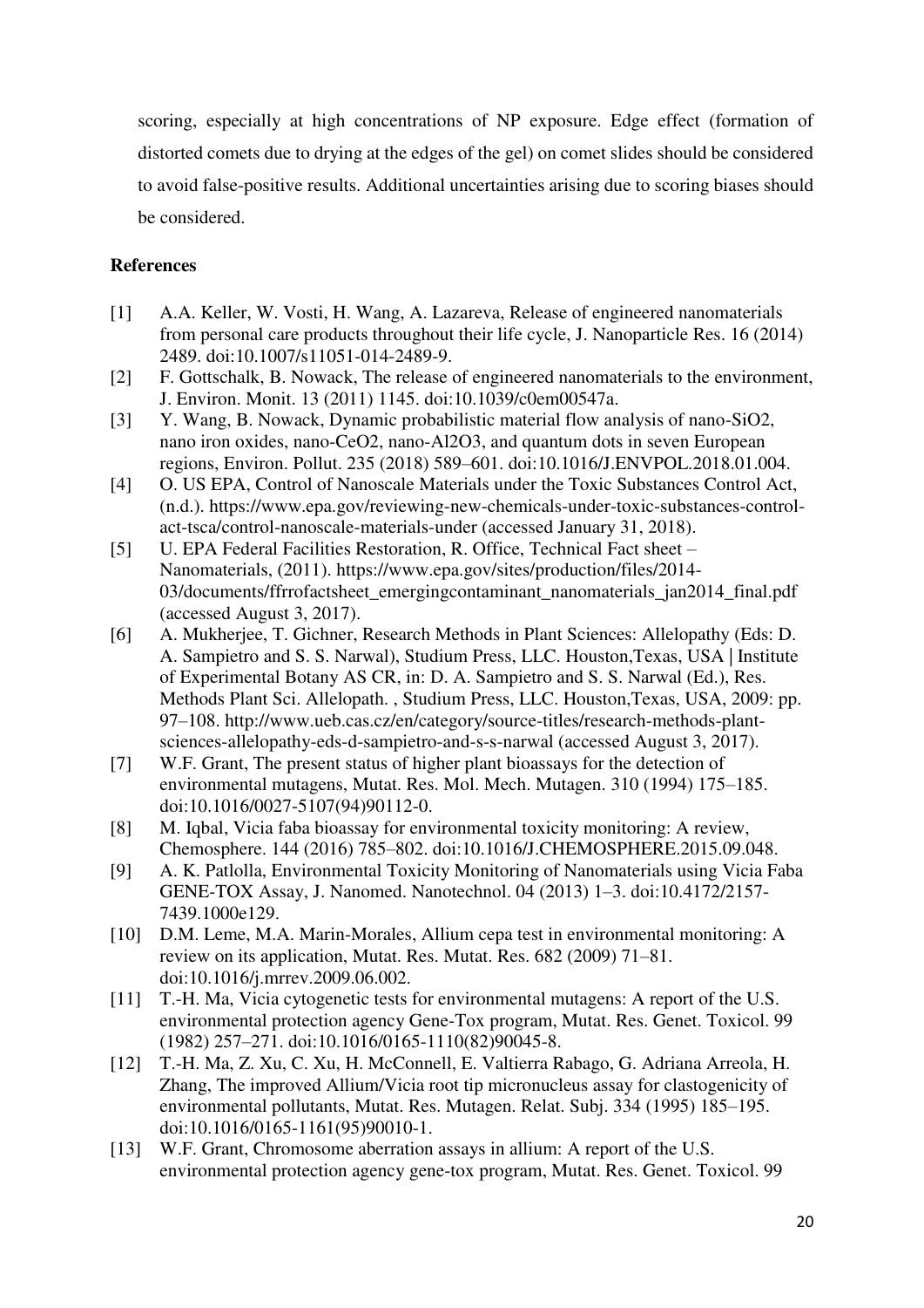scoring, especially at high concentrations of NP exposure. Edge effect (formation of distorted comets due to drying at the edges of the gel) on comet slides should be considered to avoid false-positive results. Additional uncertainties arising due to scoring biases should be considered.

**References**

[1] A.A. Keller, W. Vosti, H. Wang, A. Lazareva, Release of engineered nanomaterials from personal care products throughout their life cycle, J. Nanoparticle Res. 16 (2014) 2489. doi:10.1007/s11051-014-2489-9.

[2] F. Gottschalk, B. Nowack, The release of engineered nanomaterials to the environment, J. Environ. Monit. 13 (2011) 1145. doi:10.1039/c0em00547a.

[3] Y. Wang, B. Nowack, Dynamic probabilistic material flow analysis of nano-SiO2, nano iron oxides, nano-CeO2, nano-Al2O3, and quantum dots in seven European regions, Environ. Pollut. 235 (2018) 589–601. doi:10.1016/J.ENVPOL.2018.01.004.

[4] O. US EPA, Control of Nanoscale Materials under the Toxic Substances Control Act, (n.d.). https://www.epa.gov/reviewing-new-chemicals-under-toxic-substances-control-act-tsca/control-nanoscale-materials-under (accessed January 31, 2018).

[5] U. EPA Federal Facilities Restoration, R. Office, Technical Fact sheet – Nanomaterials, (2011). https://www.epa.gov/sites/production/files/2014-03/documents/ffrrofactsheet_emergingcontaminant_nanomaterials_jan2014_final.pdf (accessed August 3, 2017).

[6] A. Mukherjee, T. Gichner, Research Methods in Plant Sciences: Allelopathy (Eds: D. A. Sampietro and S. S. Narwal), Studium Press, LLC. Houston,Texas, USA | Institute of Experimental Botany AS CR, in: D. A. Sampietro and S. S. Narwal (Ed.), Res. Methods Plant Sci. Allelopath. , Studium Press, LLC. Houston,Texas, USA, 2009: pp. 97–108. http://www.ueb.cas.cz/en/category/source-titles/research-methods-plant-sciences-allelopathy-eds-d-sampietro-and-s-s-narwal (accessed August 3, 2017).

[7] W.F. Grant, The present status of higher plant bioassays for the detection of environmental mutagens, Mutat. Res. Mol. Mech. Mutagen. 310 (1994) 175–185. doi:10.1016/0027-5107(94)90112-0.

[8] M. Iqbal, Vicia faba bioassay for environmental toxicity monitoring: A review, Chemosphere. 144 (2016) 785–802. doi:10.1016/J.CHEMOSPHERE.2015.09.048.

[9] A. K. Patlolla, Environmental Toxicity Monitoring of Nanomaterials using Vicia Faba GENE-TOX Assay, J. Nanomed. Nanotechnol. 04 (2013) 1–3. doi:10.4172/2157-7439.1000e129.

[10] D.M. Leme, M.A. Marin-Morales, Allium cepa test in environmental monitoring: A review on its application, Mutat. Res. Mutat. Res. 682 (2009) 71–81. doi:10.1016/j.mrrev.2009.06.002.

[11] T.-H. Ma, Vicia cytogenetic tests for environmental mutagens: A report of the U.S. environmental protection agency Gene-Tox program, Mutat. Res. Genet. Toxicol. 99 (1982) 257–271. doi:10.1016/0165-1110(82)90045-8.

[12] T.-H. Ma, Z. Xu, C. Xu, H. McConnell, E. Valtierra Rabago, G. Adriana Arreola, H. Zhang, The improved Allium/Vicia root tip micronucleus assay for clastogenicity of environmental pollutants, Mutat. Res. Mutagen. Relat. Subj. 334 (1995) 185–195. doi:10.1016/0165-1161(95)90010-1.

[13] W.F. Grant, Chromosome aberration assays in allium: A report of the U.S. environmental protection agency gene-tox program, Mutat. Res. Genet. Toxicol. 99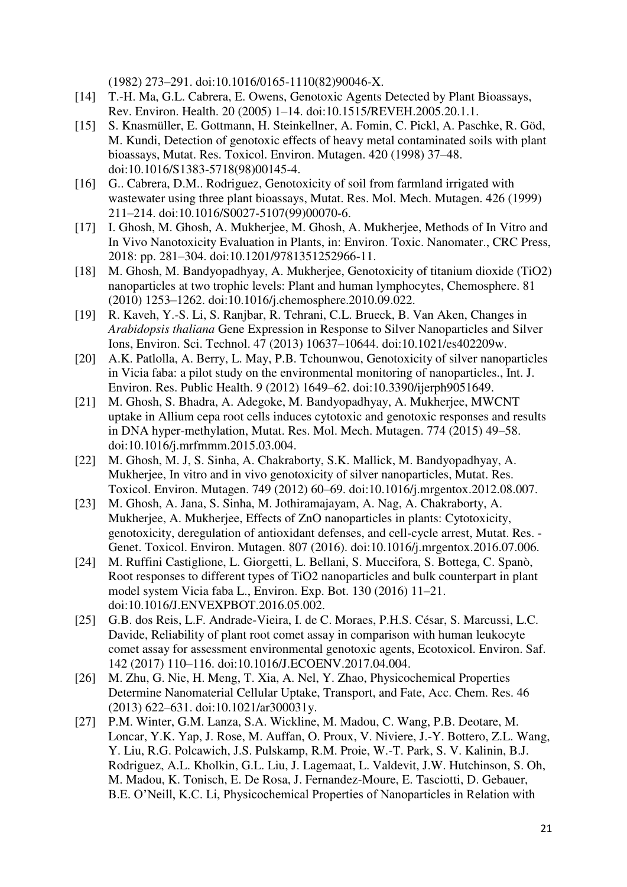(1982) 273–291. doi:10.1016/0165-1110(82)90046-X.

[14] T.-H. Ma, G.L. Cabrera, E. Owens, Genotoxic Agents Detected by Plant Bioassays, Rev. Environ. Health. 20 (2005) 1–14. doi:10.1515/REVEH.2005.20.1.1.

[15] S. Knasmüller, E. Gottmann, H. Steinkellner, A. Fomin, C. Pickl, A. Paschke, R. Göd, M. Kundi, Detection of genotoxic effects of heavy metal contaminated soils with plant bioassays, Mutat. Res. Toxicol. Environ. Mutagen. 420 (1998) 37–48. doi:10.1016/S1383-5718(98)00145-4.

[16] G.. Cabrera, D.M.. Rodriguez, Genotoxicity of soil from farmland irrigated with wastewater using three plant bioassays, Mutat. Res. Mol. Mech. Mutagen. 426 (1999) 211–214. doi:10.1016/S0027-5107(99)00070-6.

[17] I. Ghosh, M. Ghosh, A. Mukherjee, M. Ghosh, A. Mukherjee, Methods of In Vitro and In Vivo Nanotoxicity Evaluation in Plants, in: Environ. Toxic. Nanomater., CRC Press, 2018: pp. 281–304. doi:10.1201/9781351252966-11.

[18] M. Ghosh, M. Bandyopadhyay, A. Mukherjee, Genotoxicity of titanium dioxide (TiO2) nanoparticles at two trophic levels: Plant and human lymphocytes, Chemosphere. 81 (2010) 1253–1262. doi:10.1016/j.chemosphere.2010.09.022.

[19] R. Kaveh, Y.-S. Li, S. Ranjbar, R. Tehrani, C.L. Brueck, B. Van Aken, Changes in *Arabidopsis thaliana* Gene Expression in Response to Silver Nanoparticles and Silver Ions, Environ. Sci. Technol. 47 (2013) 10637–10644. doi:10.1021/es402209w.

[20] A.K. Patlolla, A. Berry, L. May, P.B. Tchounwou, Genotoxicity of silver nanoparticles in Vicia faba: a pilot study on the environmental monitoring of nanoparticles., Int. J. Environ. Res. Public Health. 9 (2012) 1649–62. doi:10.3390/ijerph9051649.

[21] M. Ghosh, S. Bhadra, A. Adegoke, M. Bandyopadhyay, A. Mukherjee, MWCNT uptake in Allium cepa root cells induces cytotoxic and genotoxic responses and results in DNA hyper-methylation, Mutat. Res. Mol. Mech. Mutagen. 774 (2015) 49–58. doi:10.1016/j.mrfmmm.2015.03.004.

[22] M. Ghosh, M. J, S. Sinha, A. Chakraborty, S.K. Mallick, M. Bandyopadhyay, A. Mukherjee, In vitro and in vivo genotoxicity of silver nanoparticles, Mutat. Res. Toxicol. Environ. Mutagen. 749 (2012) 60–69. doi:10.1016/j.mrgentox.2012.08.007.

[23] M. Ghosh, A. Jana, S. Sinha, M. Jothiramajayam, A. Nag, A. Chakraborty, A. Mukherjee, A. Mukherjee, Effects of ZnO nanoparticles in plants: Cytotoxicity, genotoxicity, deregulation of antioxidant defenses, and cell-cycle arrest, Mutat. Res. - Genet. Toxicol. Environ. Mutagen. 807 (2016). doi:10.1016/j.mrgentox.2016.07.006.

[24] M. Ruffini Castiglione, L. Giorgetti, L. Bellani, S. Muccifora, S. Bottega, C. Spanò, Root responses to different types of TiO2 nanoparticles and bulk counterpart in plant model system Vicia faba L., Environ. Exp. Bot. 130 (2016) 11–21. doi:10.1016/J.ENVEXPBOT.2016.05.002.

[25] G.B. dos Reis, L.F. Andrade-Vieira, I. de C. Moraes, P.H.S. César, S. Marcussi, L.C. Davide, Reliability of plant root comet assay in comparison with human leukocyte comet assay for assessment environmental genotoxic agents, Ecotoxicol. Environ. Saf. 142 (2017) 110–116. doi:10.1016/J.ECOENV.2017.04.004.

[26] M. Zhu, G. Nie, H. Meng, T. Xia, A. Nel, Y. Zhao, Physicochemical Properties Determine Nanomaterial Cellular Uptake, Transport, and Fate, Acc. Chem. Res. 46 (2013) 622–631. doi:10.1021/ar300031y.

[27] P.M. Winter, G.M. Lanza, S.A. Wickline, M. Madou, C. Wang, P.B. Deotare, M. Loncar, Y.K. Yap, J. Rose, M. Auffan, O. Proux, V. Niviere, J.-Y. Bottero, Z.L. Wang, Y. Liu, R.G. Polcawich, J.S. Pulskamp, R.M. Proie, W.-T. Park, S. V. Kalinin, B.J. Rodriguez, A.L. Kholkin, G.L. Liu, J. Lagemaat, L. Valdevit, J.W. Hutchinson, S. Oh, M. Madou, K. Tonisch, E. De Rosa, J. Fernandez-Moure, E. Tasciotti, D. Gebauer, B.E. O'Neill, K.C. Li, Physicochemical Properties of Nanoparticles in Relation with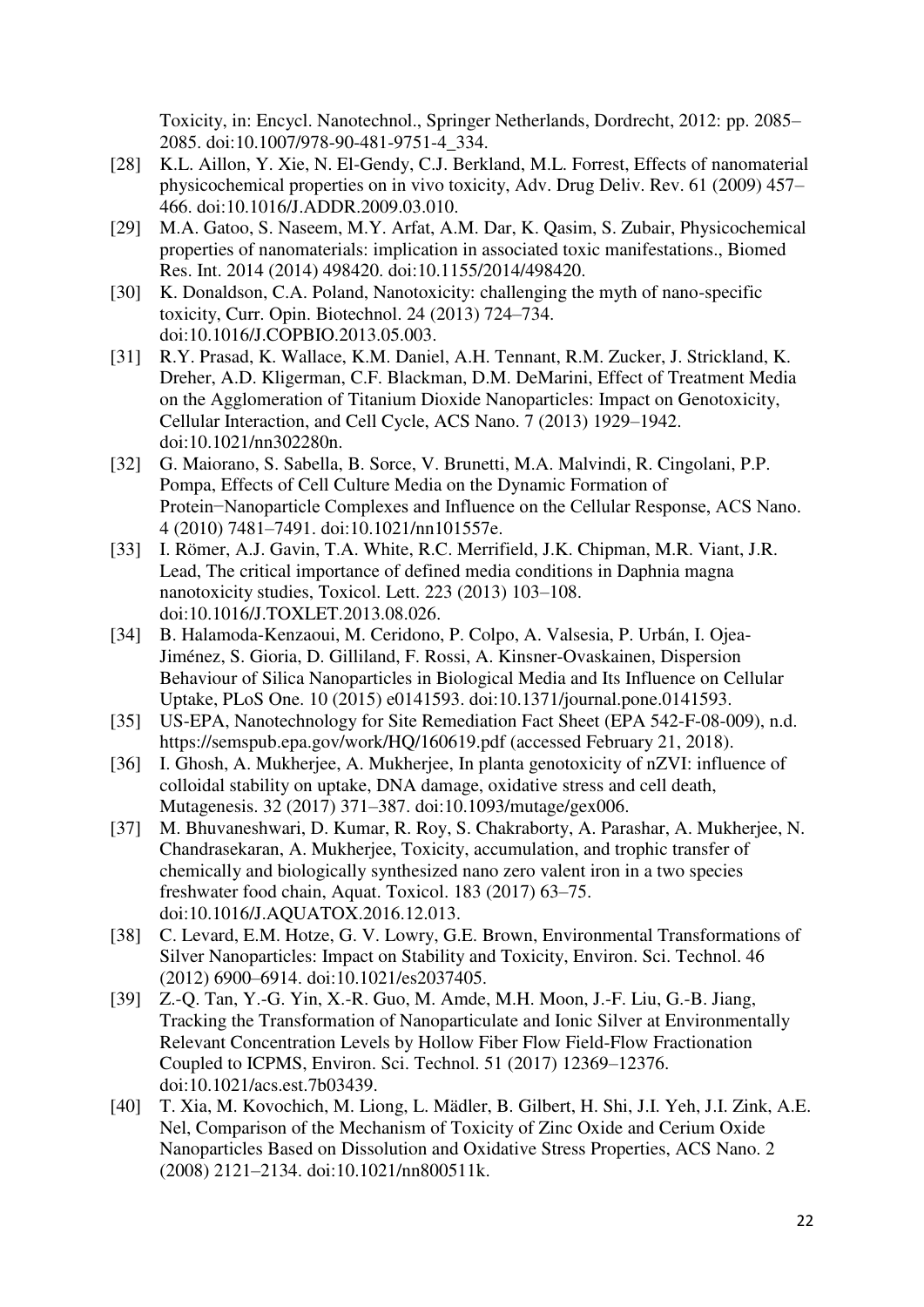Toxicity, in: Encycl. Nanotechnol., Springer Netherlands, Dordrecht, 2012: pp. 2085–2085. doi:10.1007/978-90-481-9751-4_334.

[28] K.L. Aillon, Y. Xie, N. El-Gendy, C.J. Berkland, M.L. Forrest, Effects of nanomaterial physicochemical properties on in vivo toxicity, Adv. Drug Deliv. Rev. 61 (2009) 457–466. doi:10.1016/J.ADDR.2009.03.010.

[29] M.A. Gatoo, S. Naseem, M.Y. Arfat, A.M. Dar, K. Qasim, S. Zubair, Physicochemical properties of nanomaterials: implication in associated toxic manifestations., Biomed Res. Int. 2014 (2014) 498420. doi:10.1155/2014/498420.

[30] K. Donaldson, C.A. Poland, Nanotoxicity: challenging the myth of nano-specific toxicity, Curr. Opin. Biotechnol. 24 (2013) 724–734. doi:10.1016/J.COPBIO.2013.05.003.

[31] R.Y. Prasad, K. Wallace, K.M. Daniel, A.H. Tennant, R.M. Zucker, J. Strickland, K. Dreher, A.D. Kligerman, C.F. Blackman, D.M. DeMarini, Effect of Treatment Media on the Agglomeration of Titanium Dioxide Nanoparticles: Impact on Genotoxicity, Cellular Interaction, and Cell Cycle, ACS Nano. 7 (2013) 1929–1942. doi:10.1021/nn302280n.

[32] G. Maiorano, S. Sabella, B. Sorce, V. Brunetti, M.A. Malvindi, R. Cingolani, P.P. Pompa, Effects of Cell Culture Media on the Dynamic Formation of Protein−Nanoparticle Complexes and Influence on the Cellular Response, ACS Nano. 4 (2010) 7481–7491. doi:10.1021/nn101557e.

[33] I. Römer, A.J. Gavin, T.A. White, R.C. Merrifield, J.K. Chipman, M.R. Viant, J.R. Lead, The critical importance of defined media conditions in Daphnia magna nanotoxicity studies, Toxicol. Lett. 223 (2013) 103–108. doi:10.1016/J.TOXLET.2013.08.026.

[34] B. Halamoda-Kenzaoui, M. Ceridono, P. Colpo, A. Valsesia, P. Urbán, I. Ojea-Jiménez, S. Gioria, D. Gilliland, F. Rossi, A. Kinsner-Ovaskainen, Dispersion Behaviour of Silica Nanoparticles in Biological Media and Its Influence on Cellular Uptake, PLoS One. 10 (2015) e0141593. doi:10.1371/journal.pone.0141593.

[35] US-EPA, Nanotechnology for Site Remediation Fact Sheet (EPA 542-F-08-009), n.d. https://semspub.epa.gov/work/HQ/160619.pdf (accessed February 21, 2018).

[36] I. Ghosh, A. Mukherjee, A. Mukherjee, In planta genotoxicity of nZVI: influence of colloidal stability on uptake, DNA damage, oxidative stress and cell death, Mutagenesis. 32 (2017) 371–387. doi:10.1093/mutage/gex006.

[37] M. Bhuvaneshwari, D. Kumar, R. Roy, S. Chakraborty, A. Parashar, A. Mukherjee, N. Chandrasekaran, A. Mukherjee, Toxicity, accumulation, and trophic transfer of chemically and biologically synthesized nano zero valent iron in a two species freshwater food chain, Aquat. Toxicol. 183 (2017) 63–75. doi:10.1016/J.AQUATOX.2016.12.013.

[38] C. Levard, E.M. Hotze, G. V. Lowry, G.E. Brown, Environmental Transformations of Silver Nanoparticles: Impact on Stability and Toxicity, Environ. Sci. Technol. 46 (2012) 6900–6914. doi:10.1021/es2037405.

[39] Z.-Q. Tan, Y.-G. Yin, X.-R. Guo, M. Amde, M.H. Moon, J.-F. Liu, G.-B. Jiang, Tracking the Transformation of Nanoparticulate and Ionic Silver at Environmentally Relevant Concentration Levels by Hollow Fiber Flow Field-Flow Fractionation Coupled to ICPMS, Environ. Sci. Technol. 51 (2017) 12369–12376. doi:10.1021/acs.est.7b03439.

[40] T. Xia, M. Kovochich, M. Liong, L. Mädler, B. Gilbert, H. Shi, J.I. Yeh, J.I. Zink, A.E. Nel, Comparison of the Mechanism of Toxicity of Zinc Oxide and Cerium Oxide Nanoparticles Based on Dissolution and Oxidative Stress Properties, ACS Nano. 2 (2008) 2121–2134. doi:10.1021/nn800511k.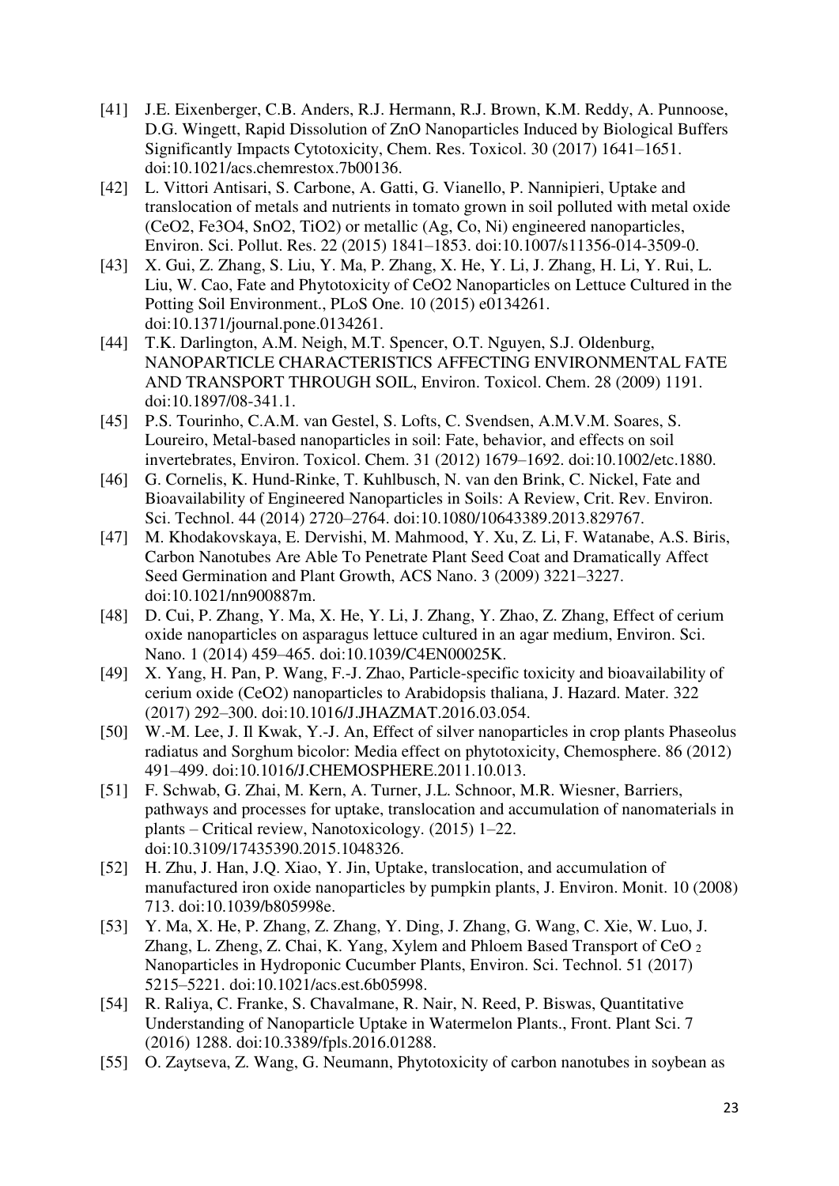[41] J.E. Eixenberger, C.B. Anders, R.J. Hermann, R.J. Brown, K.M. Reddy, A. Punnoose, D.G. Wingett, Rapid Dissolution of ZnO Nanoparticles Induced by Biological Buffers Significantly Impacts Cytotoxicity, Chem. Res. Toxicol. 30 (2017) 1641–1651. doi:10.1021/acs.chemrestox.7b00136.

[42] L. Vittori Antisari, S. Carbone, A. Gatti, G. Vianello, P. Nannipieri, Uptake and translocation of metals and nutrients in tomato grown in soil polluted with metal oxide (CeO2, Fe3O4, SnO2, TiO2) or metallic (Ag, Co, Ni) engineered nanoparticles, Environ. Sci. Pollut. Res. 22 (2015) 1841–1853. doi:10.1007/s11356-014-3509-0.

[43] X. Gui, Z. Zhang, S. Liu, Y. Ma, P. Zhang, X. He, Y. Li, J. Zhang, H. Li, Y. Rui, L. Liu, W. Cao, Fate and Phytotoxicity of CeO2 Nanoparticles on Lettuce Cultured in the Potting Soil Environment., PLoS One. 10 (2015) e0134261. doi:10.1371/journal.pone.0134261.

[44] T.K. Darlington, A.M. Neigh, M.T. Spencer, O.T. Nguyen, S.J. Oldenburg, NANOPARTICLE CHARACTERISTICS AFFECTING ENVIRONMENTAL FATE AND TRANSPORT THROUGH SOIL, Environ. Toxicol. Chem. 28 (2009) 1191. doi:10.1897/08-341.1.

[45] P.S. Tourinho, C.A.M. van Gestel, S. Lofts, C. Svendsen, A.M.V.M. Soares, S. Loureiro, Metal-based nanoparticles in soil: Fate, behavior, and effects on soil invertebrates, Environ. Toxicol. Chem. 31 (2012) 1679–1692. doi:10.1002/etc.1880.

[46] G. Cornelis, K. Hund-Rinke, T. Kuhlbusch, N. van den Brink, C. Nickel, Fate and Bioavailability of Engineered Nanoparticles in Soils: A Review, Crit. Rev. Environ. Sci. Technol. 44 (2014) 2720–2764. doi:10.1080/10643389.2013.829767.

[47] M. Khodakovskaya, E. Dervishi, M. Mahmood, Y. Xu, Z. Li, F. Watanabe, A.S. Biris, Carbon Nanotubes Are Able To Penetrate Plant Seed Coat and Dramatically Affect Seed Germination and Plant Growth, ACS Nano. 3 (2009) 3221–3227. doi:10.1021/nn900887m.

[48] D. Cui, P. Zhang, Y. Ma, X. He, Y. Li, J. Zhang, Y. Zhao, Z. Zhang, Effect of cerium oxide nanoparticles on asparagus lettuce cultured in an agar medium, Environ. Sci. Nano. 1 (2014) 459–465. doi:10.1039/C4EN00025K.

[49] X. Yang, H. Pan, P. Wang, F.-J. Zhao, Particle-specific toxicity and bioavailability of cerium oxide (CeO2) nanoparticles to Arabidopsis thaliana, J. Hazard. Mater. 322 (2017) 292–300. doi:10.1016/J.JHAZMAT.2016.03.054.

[50] W.-M. Lee, J. Il Kwak, Y.-J. An, Effect of silver nanoparticles in crop plants Phaseolus radiatus and Sorghum bicolor: Media effect on phytotoxicity, Chemosphere. 86 (2012) 491–499. doi:10.1016/J.CHEMOSPHERE.2011.10.013.

[51] F. Schwab, G. Zhai, M. Kern, A. Turner, J.L. Schnoor, M.R. Wiesner, Barriers, pathways and processes for uptake, translocation and accumulation of nanomaterials in plants – Critical review, Nanotoxicology. (2015) 1–22. doi:10.3109/17435390.2015.1048326.

[52] H. Zhu, J. Han, J.Q. Xiao, Y. Jin, Uptake, translocation, and accumulation of manufactured iron oxide nanoparticles by pumpkin plants, J. Environ. Monit. 10 (2008) 713. doi:10.1039/b805998e.

[53] Y. Ma, X. He, P. Zhang, Z. Zhang, Y. Ding, J. Zhang, G. Wang, C. Xie, W. Luo, J. Zhang, L. Zheng, Z. Chai, K. Yang, Xylem and Phloem Based Transport of $CeO_2$ Nanoparticles in Hydroponic Cucumber Plants, Environ. Sci. Technol. 51 (2017) 5215–5221. doi:10.1021/acs.est.6b05998.

[54] R. Raliya, C. Franke, S. Chavalmane, R. Nair, N. Reed, P. Biswas, Quantitative Understanding of Nanoparticle Uptake in Watermelon Plants., Front. Plant Sci. 7 (2016) 1288. doi:10.3389/fpls.2016.01288.

[55] O. Zaytseva, Z. Wang, G. Neumann, Phytotoxicity of carbon nanotubes in soybean as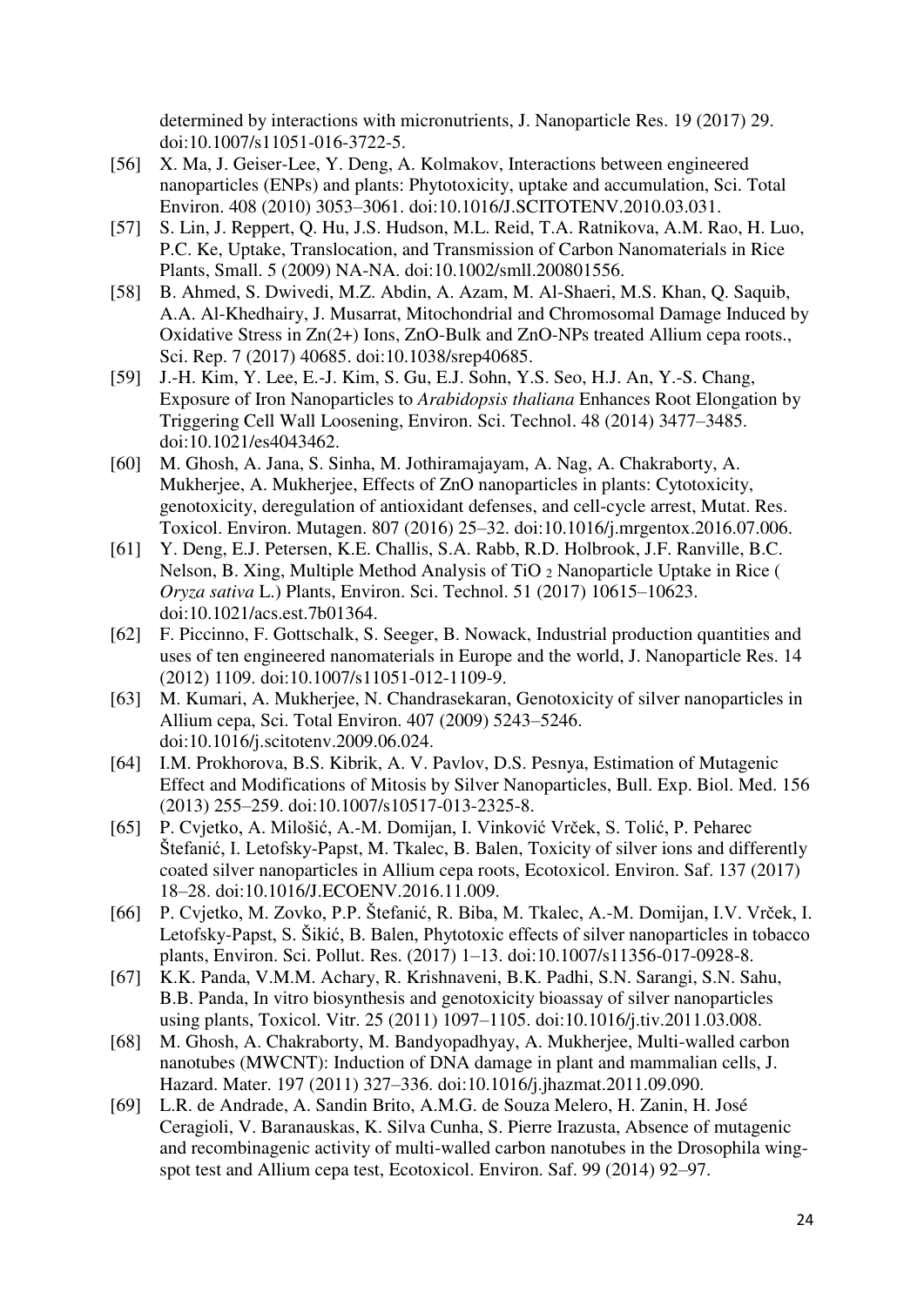determined by interactions with micronutrients, J. Nanoparticle Res. 19 (2017) 29. doi:10.1007/s11051-016-3722-5.

[56] X. Ma, J. Geiser-Lee, Y. Deng, A. Kolmakov, Interactions between engineered nanoparticles (ENPs) and plants: Phytotoxicity, uptake and accumulation, Sci. Total Environ. 408 (2010) 3053–3061. doi:10.1016/J.SCITOTENV.2010.03.031.

[57] S. Lin, J. Reppert, Q. Hu, J.S. Hudson, M.L. Reid, T.A. Ratnikova, A.M. Rao, H. Luo, P.C. Ke, Uptake, Translocation, and Transmission of Carbon Nanomaterials in Rice Plants, Small. 5 (2009) NA-NA. doi:10.1002/smll.200801556.

[58] B. Ahmed, S. Dwivedi, M.Z. Abdin, A. Azam, M. Al-Shaeri, M.S. Khan, Q. Saquib, A.A. Al-Khedhairy, J. Musarrat, Mitochondrial and Chromosomal Damage Induced by Oxidative Stress in Zn(2+) Ions, ZnO-Bulk and ZnO-NPs treated Allium cepa roots., Sci. Rep. 7 (2017) 40685. doi:10.1038/srep40685.

[59] J.-H. Kim, Y. Lee, E.-J. Kim, S. Gu, E.J. Sohn, Y.S. Seo, H.J. An, Y.-S. Chang, Exposure of Iron Nanoparticles to *Arabidopsis thaliana* Enhances Root Elongation by Triggering Cell Wall Loosening, Environ. Sci. Technol. 48 (2014) 3477–3485. doi:10.1021/es4043462.

[60] M. Ghosh, A. Jana, S. Sinha, M. Jothiramajayam, A. Nag, A. Chakraborty, A. Mukherjee, A. Mukherjee, Effects of ZnO nanoparticles in plants: Cytotoxicity, genotoxicity, deregulation of antioxidant defenses, and cell-cycle arrest, Mutat. Res. Toxicol. Environ. Mutagen. 807 (2016) 25–32. doi:10.1016/j.mrgentox.2016.07.006.

[61] Y. Deng, E.J. Petersen, K.E. Challis, S.A. Rabb, R.D. Holbrook, J.F. Ranville, B.C. Nelson, B. Xing, Multiple Method Analysis of $TiO_2$ Nanoparticle Uptake in Rice ( *Oryza sativa* L.) Plants, Environ. Sci. Technol. 51 (2017) 10615–10623. doi:10.1021/acs.est.7b01364.

[62] F. Piccinno, F. Gottschalk, S. Seeger, B. Nowack, Industrial production quantities and uses of ten engineered nanomaterials in Europe and the world, J. Nanoparticle Res. 14 (2012) 1109. doi:10.1007/s11051-012-1109-9.

[63] M. Kumari, A. Mukherjee, N. Chandrasekaran, Genotoxicity of silver nanoparticles in Allium cepa, Sci. Total Environ. 407 (2009) 5243–5246. doi:10.1016/j.scitotenv.2009.06.024.

[64] I.M. Prokhorova, B.S. Kibrik, A. V. Pavlov, D.S. Pesnya, Estimation of Mutagenic Effect and Modifications of Mitosis by Silver Nanoparticles, Bull. Exp. Biol. Med. 156 (2013) 255–259. doi:10.1007/s10517-013-2325-8.

[65] P. Cvjetko, A. Milošić, A.-M. Domijan, I. Vinković Vrček, S. Tolić, P. Peharec Štefanić, I. Letofsky-Papst, M. Tkalec, B. Balen, Toxicity of silver ions and differently coated silver nanoparticles in Allium cepa roots, Ecotoxicol. Environ. Saf. 137 (2017) 18–28. doi:10.1016/J.ECOENV.2016.11.009.

[66] P. Cvjetko, M. Zovko, P.P. Štefanić, R. Biba, M. Tkalec, A.-M. Domijan, I.V. Vrček, I. Letofsky-Papst, S. Šikić, B. Balen, Phytotoxic effects of silver nanoparticles in tobacco plants, Environ. Sci. Pollut. Res. (2017) 1–13. doi:10.1007/s11356-017-0928-8.

[67] K.K. Panda, V.M.M. Achary, R. Krishnaveni, B.K. Padhi, S.N. Sarangi, S.N. Sahu, B.B. Panda, In vitro biosynthesis and genotoxicity bioassay of silver nanoparticles using plants, Toxicol. Vitr. 25 (2011) 1097–1105. doi:10.1016/j.tiv.2011.03.008.

[68] M. Ghosh, A. Chakraborty, M. Bandyopadhyay, A. Mukherjee, Multi-walled carbon nanotubes (MWCNT): Induction of DNA damage in plant and mammalian cells, J. Hazard. Mater. 197 (2011) 327–336. doi:10.1016/j.jhazmat.2011.09.090.

[69] L.R. de Andrade, A. Sandin Brito, A.M.G. de Souza Melero, H. Zanin, H. José Ceragioli, V. Baranauskas, K. Silva Cunha, S. Pierre Irazusta, Absence of mutagenic and recombinagenic activity of multi-walled carbon nanotubes in the Drosophila wing-spot test and Allium cepa test, Ecotoxicol. Environ. Saf. 99 (2014) 92–97.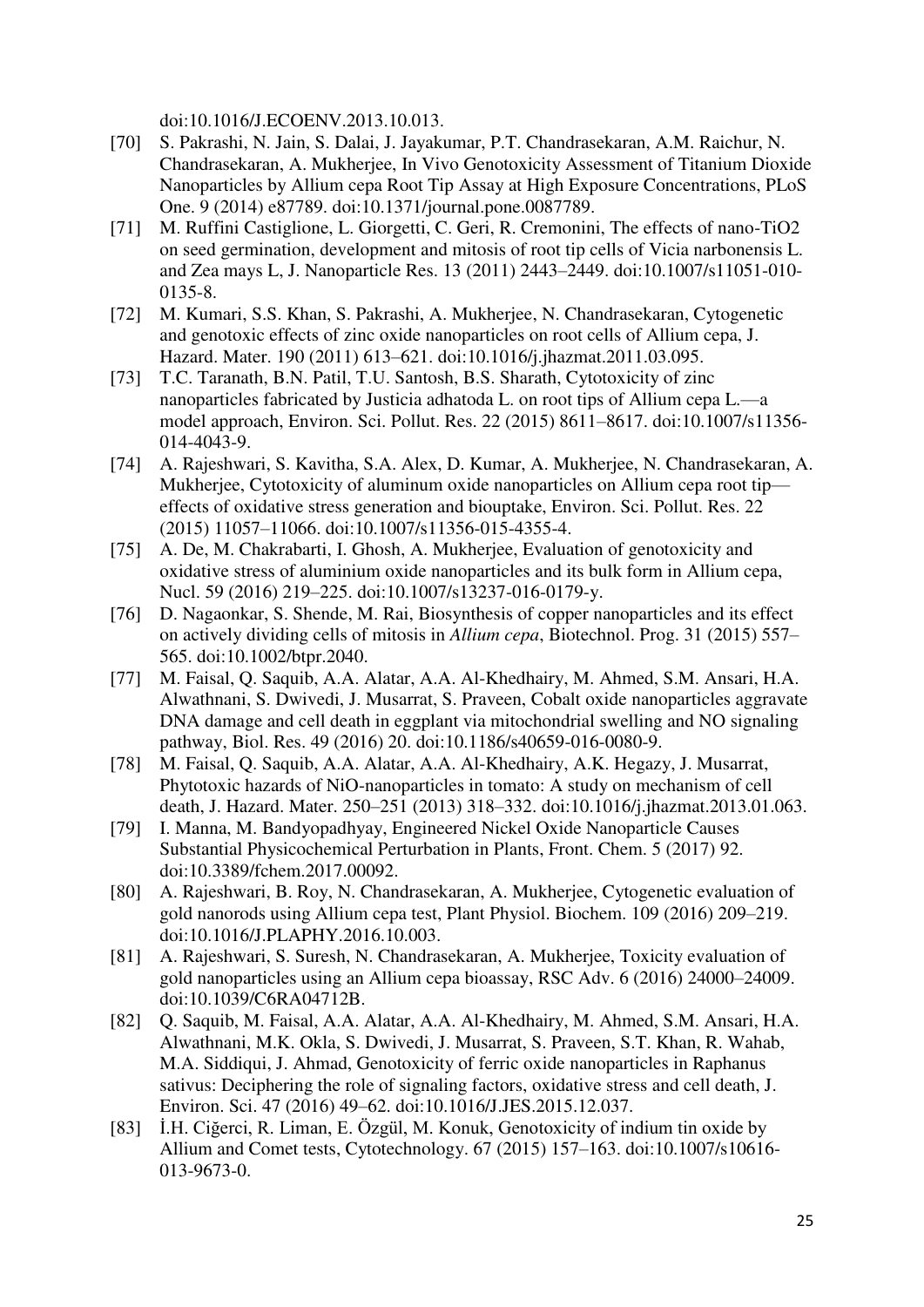doi:10.1016/J.ECOENV.2013.10.013.

[70] S. Pakrashi, N. Jain, S. Dalai, J. Jayakumar, P.T. Chandrasekaran, A.M. Raichur, N. Chandrasekaran, A. Mukherjee, In Vivo Genotoxicity Assessment of Titanium Dioxide Nanoparticles by Allium cepa Root Tip Assay at High Exposure Concentrations, PLoS One. 9 (2014) e87789. doi:10.1371/journal.pone.0087789.

[71] M. Ruffini Castiglione, L. Giorgetti, C. Geri, R. Cremonini, The effects of nano-TiO2 on seed germination, development and mitosis of root tip cells of Vicia narbonensis L. and Zea mays L, J. Nanoparticle Res. 13 (2011) 2443–2449. doi:10.1007/s11051-010-0135-8.

[72] M. Kumari, S.S. Khan, S. Pakrashi, A. Mukherjee, N. Chandrasekaran, Cytogenetic and genotoxic effects of zinc oxide nanoparticles on root cells of Allium cepa, J. Hazard. Mater. 190 (2011) 613–621. doi:10.1016/j.jhazmat.2011.03.095.

[73] T.C. Taranath, B.N. Patil, T.U. Santosh, B.S. Sharath, Cytotoxicity of zinc nanoparticles fabricated by Justicia adhatoda L. on root tips of Allium cepa L.—a model approach, Environ. Sci. Pollut. Res. 22 (2015) 8611–8617. doi:10.1007/s11356-014-4043-9.

[74] A. Rajeshwari, S. Kavitha, S.A. Alex, D. Kumar, A. Mukherjee, N. Chandrasekaran, A. Mukherjee, Cytotoxicity of aluminum oxide nanoparticles on Allium cepa root tip—effects of oxidative stress generation and biouptake, Environ. Sci. Pollut. Res. 22 (2015) 11057–11066. doi:10.1007/s11356-015-4355-4.

[75] A. De, M. Chakrabarti, I. Ghosh, A. Mukherjee, Evaluation of genotoxicity and oxidative stress of aluminium oxide nanoparticles and its bulk form in Allium cepa, Nucl. 59 (2016) 219–225. doi:10.1007/s13237-016-0179-y.

[76] D. Nagaonkar, S. Shende, M. Rai, Biosynthesis of copper nanoparticles and its effect on actively dividing cells of mitosis in *Allium cepa*, Biotechnol. Prog. 31 (2015) 557–565. doi:10.1002/btpr.2040.

[77] M. Faisal, Q. Saquib, A.A. Alatar, A.A. Al-Khedhairy, M. Ahmed, S.M. Ansari, H.A. Alwathnani, S. Dwivedi, J. Musarrat, S. Praveen, Cobalt oxide nanoparticles aggravate DNA damage and cell death in eggplant via mitochondrial swelling and NO signaling pathway, Biol. Res. 49 (2016) 20. doi:10.1186/s40659-016-0080-9.

[78] M. Faisal, Q. Saquib, A.A. Alatar, A.A. Al-Khedhairy, A.K. Hegazy, J. Musarrat, Phytotoxic hazards of NiO-nanoparticles in tomato: A study on mechanism of cell death, J. Hazard. Mater. 250–251 (2013) 318–332. doi:10.1016/j.jhazmat.2013.01.063.

[79] I. Manna, M. Bandyopadhyay, Engineered Nickel Oxide Nanoparticle Causes Substantial Physicochemical Perturbation in Plants, Front. Chem. 5 (2017) 92. doi:10.3389/fchem.2017.00092.

[80] A. Rajeshwari, B. Roy, N. Chandrasekaran, A. Mukherjee, Cytogenetic evaluation of gold nanorods using Allium cepa test, Plant Physiol. Biochem. 109 (2016) 209–219. doi:10.1016/J.PLAPHY.2016.10.003.

[81] A. Rajeshwari, S. Suresh, N. Chandrasekaran, A. Mukherjee, Toxicity evaluation of gold nanoparticles using an Allium cepa bioassay, RSC Adv. 6 (2016) 24000–24009. doi:10.1039/C6RA04712B.

[82] Q. Saquib, M. Faisal, A.A. Alatar, A.A. Al-Khedhairy, M. Ahmed, S.M. Ansari, H.A. Alwathnani, M.K. Okla, S. Dwivedi, J. Musarrat, S. Praveen, S.T. Khan, R. Wahab, M.A. Siddiqui, J. Ahmad, Genotoxicity of ferric oxide nanoparticles in Raphanus sativus: Deciphering the role of signaling factors, oxidative stress and cell death, J. Environ. Sci. 47 (2016) 49–62. doi:10.1016/J.JES.2015.12.037.

[83] İ.H. Ciğerci, R. Liman, E. Özgül, M. Konuk, Genotoxicity of indium tin oxide by Allium and Comet tests, Cytotechnology. 67 (2015) 157–163. doi:10.1007/s10616-013-9673-0.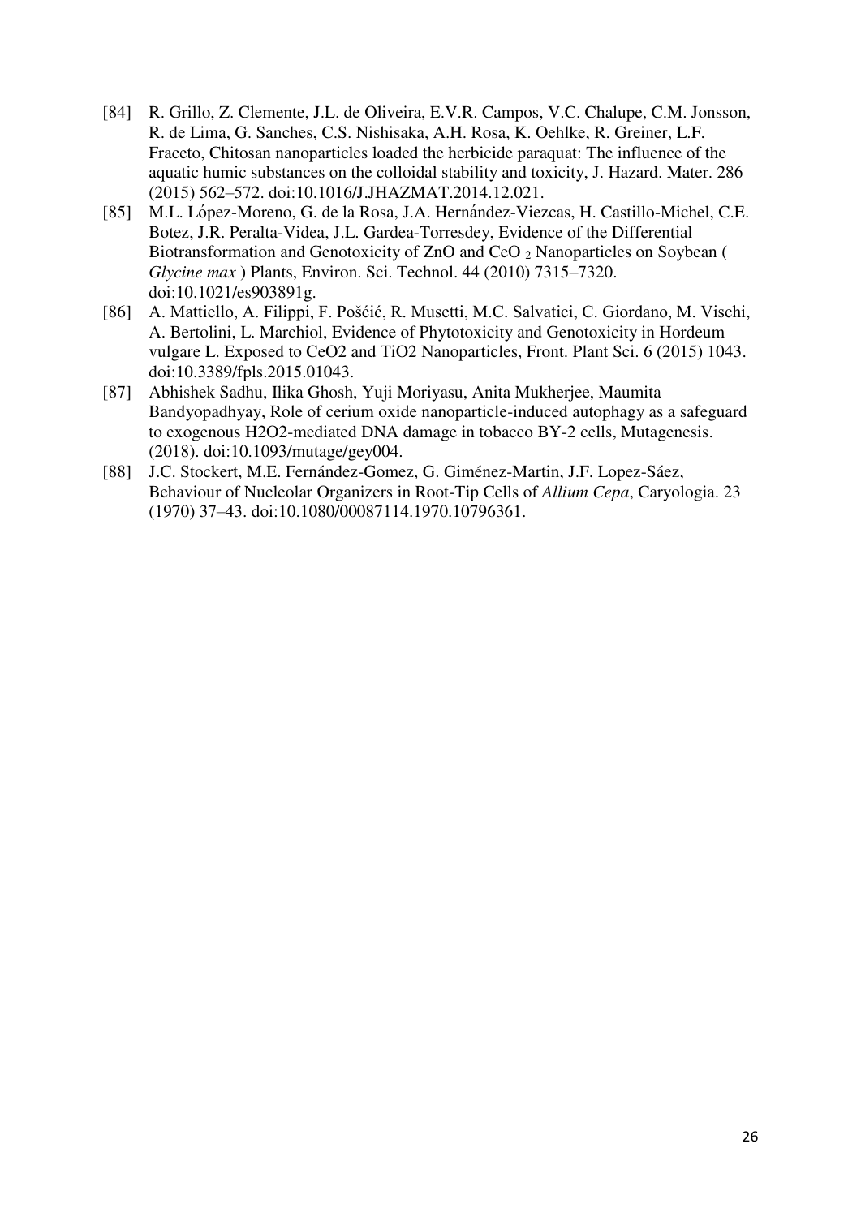[84] R. Grillo, Z. Clemente, J.L. de Oliveira, E.V.R. Campos, V.C. Chalupe, C.M. Jonsson, R. de Lima, G. Sanches, C.S. Nishisaka, A.H. Rosa, K. Oehlke, R. Greiner, L.F. Fraceto, Chitosan nanoparticles loaded the herbicide paraquat: The influence of the aquatic humic substances on the colloidal stability and toxicity, J. Hazard. Mater. 286 (2015) 562–572. doi:10.1016/J.JHAZMAT.2014.12.021.

[85] M.L. López-Moreno, G. de la Rosa, J.A. Hernández-Viezcas, H. Castillo-Michel, C.E. Botez, J.R. Peralta-Videa, J.L. Gardea-Torresdey, Evidence of the Differential Biotransformation and Genotoxicity of ZnO and $CeO_2$ Nanoparticles on Soybean ( *Glycine max* ) Plants, Environ. Sci. Technol. 44 (2010) 7315–7320. doi:10.1021/es903891g.

[86] A. Mattiello, A. Filippi, F. Pošćić, R. Musetti, M.C. Salvatici, C. Giordano, M. Vischi, A. Bertolini, L. Marchiol, Evidence of Phytotoxicity and Genotoxicity in Hordeum vulgare L. Exposed to CeO2 and TiO2 Nanoparticles, Front. Plant Sci. 6 (2015) 1043. doi:10.3389/fpls.2015.01043.

[87] Abhishek Sadhu, Ilika Ghosh, Yuji Moriyasu, Anita Mukherjee, Maumita Bandyopadhyay, Role of cerium oxide nanoparticle-induced autophagy as a safeguard to exogenous H2O2-mediated DNA damage in tobacco BY-2 cells, Mutagenesis. (2018). doi:10.1093/mutage/gey004.

[88] J.C. Stockert, M.E. Fernández-Gomez, G. Giménez-Martin, J.F. Lopez-Sáez, Behaviour of Nucleolar Organizers in Root-Tip Cells of *Allium Cepa*, Caryologia. 23 (1970) 37–43. doi:10.1080/00087114.1970.10796361.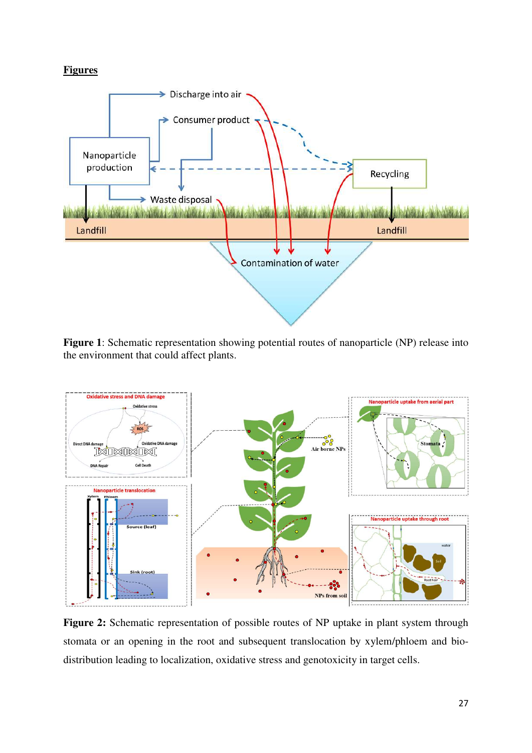## Figures

**Figure 1**: Schematic representation showing potential routes of nanoparticle (NP) release into the environment that could affect plants.

**Figure 2:** Schematic representation of possible routes of NP uptake in plant system through stomata or an opening in the root and subsequent translocation by xylem/phloem and bio-distribution leading to localization, oxidative stress and genotoxicity in target cells.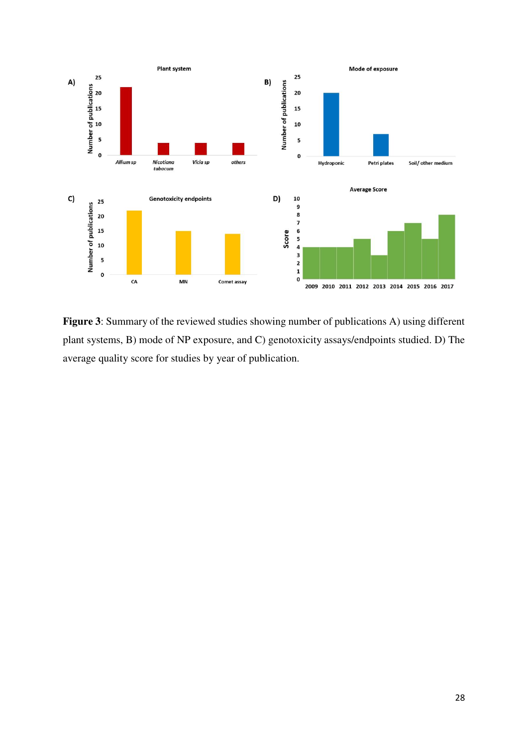A)

Plant system

Number of publications

25
20
15
10
5
0

*Allium sp*
*Nicotiana tabacum*
*Vicia sp*
*others*

B)

Mode of exposure

Number of publications

25
20
15
10
5
0

Hydroponic
Petri plates
Soil/ other medium

C)

Genotoxicity endpoints

Number of publications

25
20
15
10
5
0

CA
MN
Comet assay

D)

Average Score

Score

10
9
8
7
6
5
4
3
2
1
0

2009 2010 2011 2012 2013 2014 2015 2016 2017

**Figure 3**: Summary of the reviewed studies showing number of publications A) using different plant systems, B) mode of NP exposure, and C) genotoxicity assays/endpoints studied. D) The average quality score for studies by year of publication.